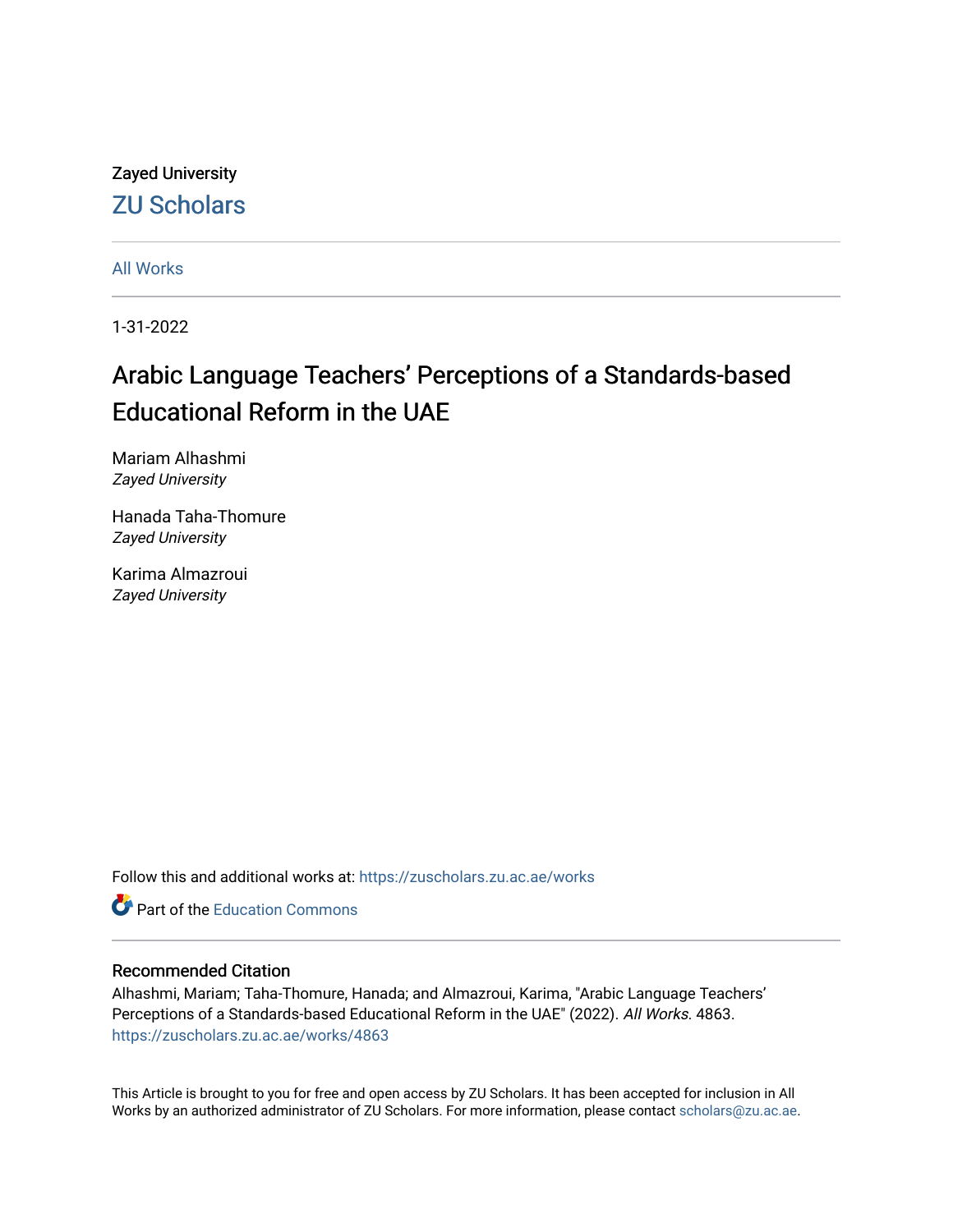Zayed University

ZU Scholars

All Works

1-31-2022

# Arabic Language Teachers' Perceptions of a Standards-based Educational Reform in the UAE

Mariam Alhashmi
*Zayed University*

Hanada Taha-Thomure
*Zayed University*

Karima Almazroui
*Zayed University*

Follow this and additional works at: https://zuscholars.zu.ac.ae/works

Part of the Education Commons

## Recommended Citation

Alhashmi, Mariam; Taha-Thomure, Hanada; and Almazroui, Karima, "Arabic Language Teachers' Perceptions of a Standards-based Educational Reform in the UAE" (2022). *All Works*. 4863.
https://zuscholars.zu.ac.ae/works/4863

This Article is brought to you for free and open access by ZU Scholars. It has been accepted for inclusion in All Works by an authorized administrator of ZU Scholars. For more information, please contact scholars@zu.ac.ae.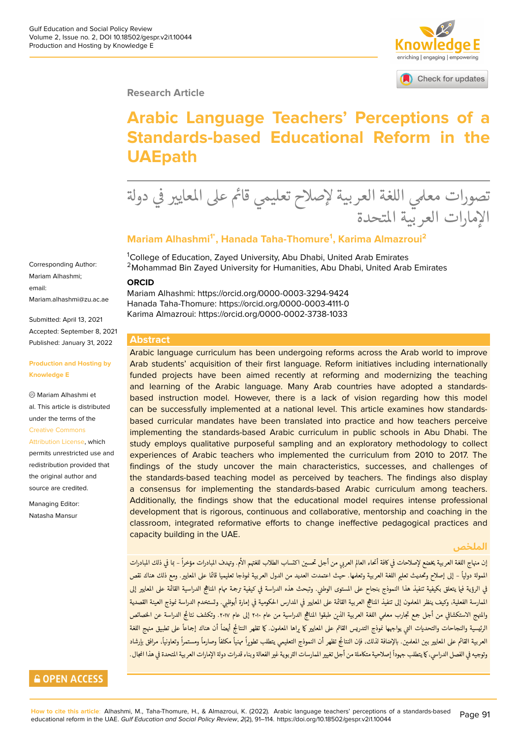Gulf Education and Social Policy Review
Volume 2, Issue no. 2, DOI 10.18502/gespr.v2i1.10044
Production and Hosting by Knowledge E

Research Article

# Arabic Language Teachers' Perceptions of a Standards-based Educational Reform in the UAEpath

# تصورات معلمي اللغة العربية لإصلاح تعليمي قائم على المعايير في دولة الإمارات العربية المتحدة

**Mariam Alhashmi[1*], Hanada Taha-Thomure[1], Karima Almazroui[2]**

[1]College of Education, Zayed University, Abu Dhabi, United Arab Emirates
[2]Mohammad Bin Zayed University for Humanities, Abu Dhabi, United Arab Emirates

**ORCID**

Mariam Alhashmi: https://orcid.org/0000-0003-3294-9424
Hanada Taha-Thomure: https://orcid.org/0000-0003-4111-0
Karima Almazroui: https://orcid.org/0000-0002-3738-1033

Corresponding Author: Mariam Alhashmi; email: Mariam.alhashmi@zu.ac.ae

Submitted: April 13, 2021
Accepted: September 8, 2021
Published: January 31, 2022

**Production and Hosting by Knowledge E**

© Mariam Alhashmi et al. This article is distributed under the terms of the Creative Commons Attribution License, which permits unrestricted use and redistribution provided that the original author and source are credited.

Managing Editor: Natasha Mansur

## Abstract

Arabic language curriculum has been undergoing reforms across the Arab world to improve Arab students' acquisition of their first language. Reform initiatives including internationally funded projects have been aimed recently at reforming and modernizing the teaching and learning of the Arabic language. Many Arab countries have adopted a standards-based instruction model. However, there is a lack of vision regarding how this model can be successfully implemented at a national level. This article examines how standards-based curricular mandates have been translated into practice and how teachers perceive implementing the standards-based Arabic curriculum in public schools in Abu Dhabi. The study employs qualitative purposeful sampling and an exploratory methodology to collect experiences of Arabic teachers who implemented the curriculum from 2010 to 2017. The findings of the study uncover the main characteristics, successes, and challenges of the standards-based teaching model as perceived by teachers. The findings also display a consensus for implementing the standards-based Arabic curriculum among teachers. Additionally, the findings show that the educational model requires intense professional development that is rigorous, continuous and collaborative, mentorship and coaching in the classroom, integrated reformative efforts to change ineffective pedagogical practices and capacity building in the UAE.

## الملخص

إن منهاج اللغة العربية يخضع لإصلاحات في كافة أنحاء العالم العربي من أجل تحسين اكتساب الطلاب للغتهم الأم. وتهدف المبادرات مؤخراً - بما في ذلك المبادرات الممولة دولياً - إلى إصلاح وتحديث تعليم اللغة العربية وتعلمها. حيث اعتمدت العديد من الدول العربية نموذجا تعليميا قائما على المعايير. ومع ذلك هناك نقص في الرؤية فيما يتعلق بكيفية تنفيذ هذا النموذج بنجاح على المستوى الوطني. وتبحث هذه الدراسة في كيفية ترجمة مهام المناهج الدراسية القائمة على المعايير إلى الممارسة الفعلية، وكيف ينظر المعلمون إلى تنفيذ المناهج العربية القائمة على المعايير في المدارس الحكومية في إمارة أبوظبي. وتستخدم الدراسة نموذج العينة القصدية والمنهج الاستكشافي من أجل جمع تجارب معلمي اللغة العربية الذين طبقوا المناهج الدراسية من عام ٢٠١٠ إلى عام ٢٠١٧. وتكشف نتائج الدراسة عن الخصائص الرئيسية والنجاحات والتحديات التي يواجهها نموذج التدريس القائم على المعايير كما يراها المعلمون. كما تظهر النتائج أيضاً أن هناك إجماعاً على تطبيق منهج اللغة العربية القائم على المعايير بين المعلمين. بالإضافة لذلك، فإن النتائج تظهر أن النموذج التعليمي يتطلب تطويراً مهنياً مكثفاً وصارماً ومستمراً وتعاونياً، مرافق بإرشاد وتوجيه في الفصل الدراسي، كما يتطلب جهوداً إصلاحية متكاملة من أجل تغيير الممارسات التربوية غير الفعالة وبناء قدرات دولة الإمارات العربية المتحدة في هذا المجال.

OPEN ACCESS

**How to cite this article**: Alhashmi, M., Taha-Thomure, H., & Almazroui, K. (2022). Arabic language teachers' perceptions of a standards-based educational reform in the UAE. *Gulf Education and Social Policy Review*, *2*(2), 91–114. https://doi.org/10.18502/gespr.v2i1.10044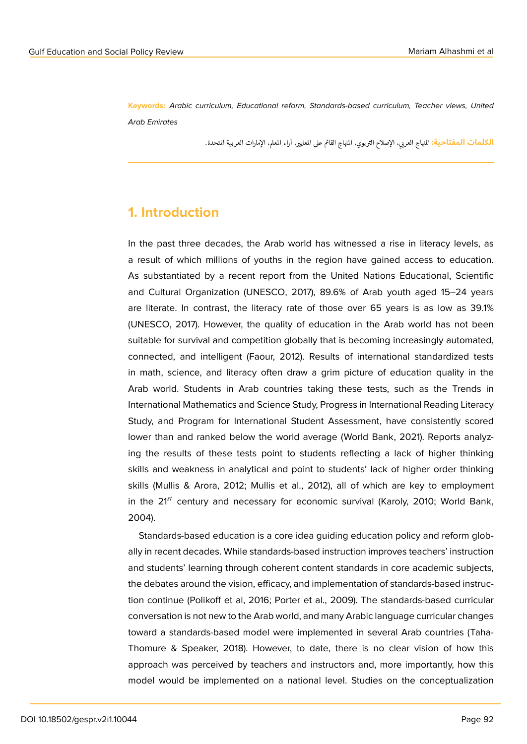**Keywords:** *Arabic curriculum, Educational reform, Standards-based curriculum, Teacher views, United Arab Emirates*

**الكلمات المفتاحية:** المنهاج العربي، الإصلاح التربوي، المنهاج القائم على المعايير، آراء المعلم، الإمارات العربية المتحدة.

## 1. Introduction

In the past three decades, the Arab world has witnessed a rise in literacy levels, as a result of which millions of youths in the region have gained access to education. As substantiated by a recent report from the United Nations Educational, Scientific and Cultural Organization (UNESCO, 2017), 89.6% of Arab youth aged 15–24 years are literate. In contrast, the literacy rate of those over 65 years is as low as 39.1% (UNESCO, 2017). However, the quality of education in the Arab world has not been suitable for survival and competition globally that is becoming increasingly automated, connected, and intelligent (Faour, 2012). Results of international standardized tests in math, science, and literacy often draw a grim picture of education quality in the Arab world. Students in Arab countries taking these tests, such as the Trends in International Mathematics and Science Study, Progress in International Reading Literacy Study, and Program for International Student Assessment, have consistently scored lower than and ranked below the world average (World Bank, 2021). Reports analyzing the results of these tests point to students reflecting a lack of higher thinking skills and weakness in analytical and point to students' lack of higher order thinking skills (Mullis & Arora, 2012; Mullis et al., 2012), all of which are key to employment in the 21*st* century and necessary for economic survival (Karoly, 2010; World Bank, 2004).

Standards-based education is a core idea guiding education policy and reform globally in recent decades. While standards-based instruction improves teachers' instruction and students' learning through coherent content standards in core academic subjects, the debates around the vision, efficacy, and implementation of standards-based instruction continue (Polikoff et al, 2016; Porter et al., 2009). The standards-based curricular conversation is not new to the Arab world, and many Arabic language curricular changes toward a standards-based model were implemented in several Arab countries (Taha-Thomure & Speaker, 2018). However, to date, there is no clear vision of how this approach was perceived by teachers and instructors and, more importantly, how this model would be implemented on a national level. Studies on the conceptualization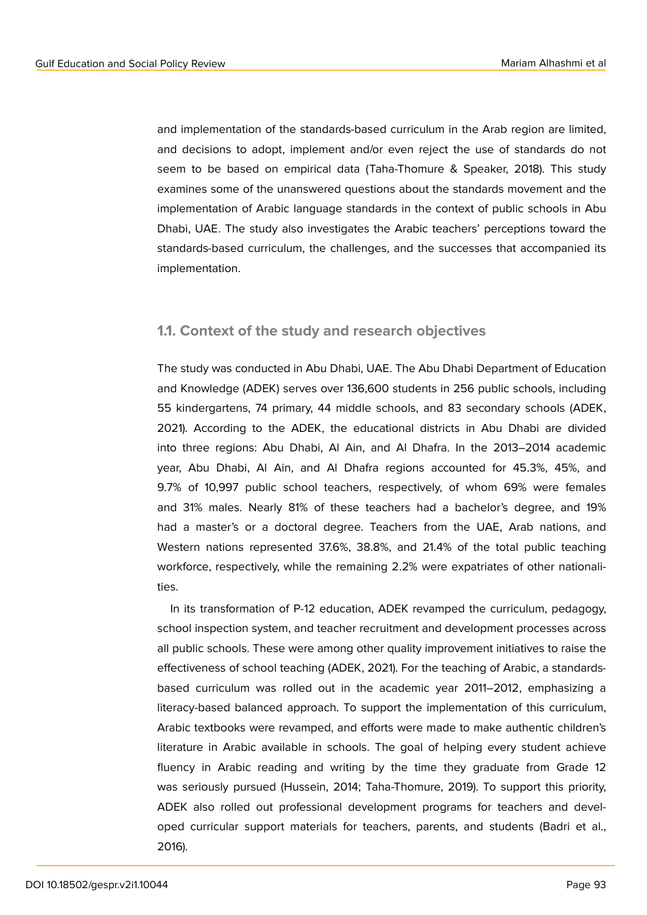and implementation of the standards-based curriculum in the Arab region are limited, and decisions to adopt, implement and/or even reject the use of standards do not seem to be based on empirical data (Taha-Thomure & Speaker, 2018). This study examines some of the unanswered questions about the standards movement and the implementation of Arabic language standards in the context of public schools in Abu Dhabi, UAE. The study also investigates the Arabic teachers' perceptions toward the standards-based curriculum, the challenges, and the successes that accompanied its implementation.

## 1.1. Context of the study and research objectives

The study was conducted in Abu Dhabi, UAE. The Abu Dhabi Department of Education and Knowledge (ADEK) serves over 136,600 students in 256 public schools, including 55 kindergartens, 74 primary, 44 middle schools, and 83 secondary schools (ADEK, 2021). According to the ADEK, the educational districts in Abu Dhabi are divided into three regions: Abu Dhabi, Al Ain, and Al Dhafra. In the 2013–2014 academic year, Abu Dhabi, Al Ain, and Al Dhafra regions accounted for 45.3%, 45%, and 9.7% of 10,997 public school teachers, respectively, of whom 69% were females and 31% males. Nearly 81% of these teachers had a bachelor's degree, and 19% had a master's or a doctoral degree. Teachers from the UAE, Arab nations, and Western nations represented 37.6%, 38.8%, and 21.4% of the total public teaching workforce, respectively, while the remaining 2.2% were expatriates of other nationalities.

In its transformation of P-12 education, ADEK revamped the curriculum, pedagogy, school inspection system, and teacher recruitment and development processes across all public schools. These were among other quality improvement initiatives to raise the effectiveness of school teaching (ADEK, 2021). For the teaching of Arabic, a standards-based curriculum was rolled out in the academic year 2011–2012, emphasizing a literacy-based balanced approach. To support the implementation of this curriculum, Arabic textbooks were revamped, and efforts were made to make authentic children's literature in Arabic available in schools. The goal of helping every student achieve fluency in Arabic reading and writing by the time they graduate from Grade 12 was seriously pursued (Hussein, 2014; Taha-Thomure, 2019). To support this priority, ADEK also rolled out professional development programs for teachers and developed curricular support materials for teachers, parents, and students (Badri et al., 2016).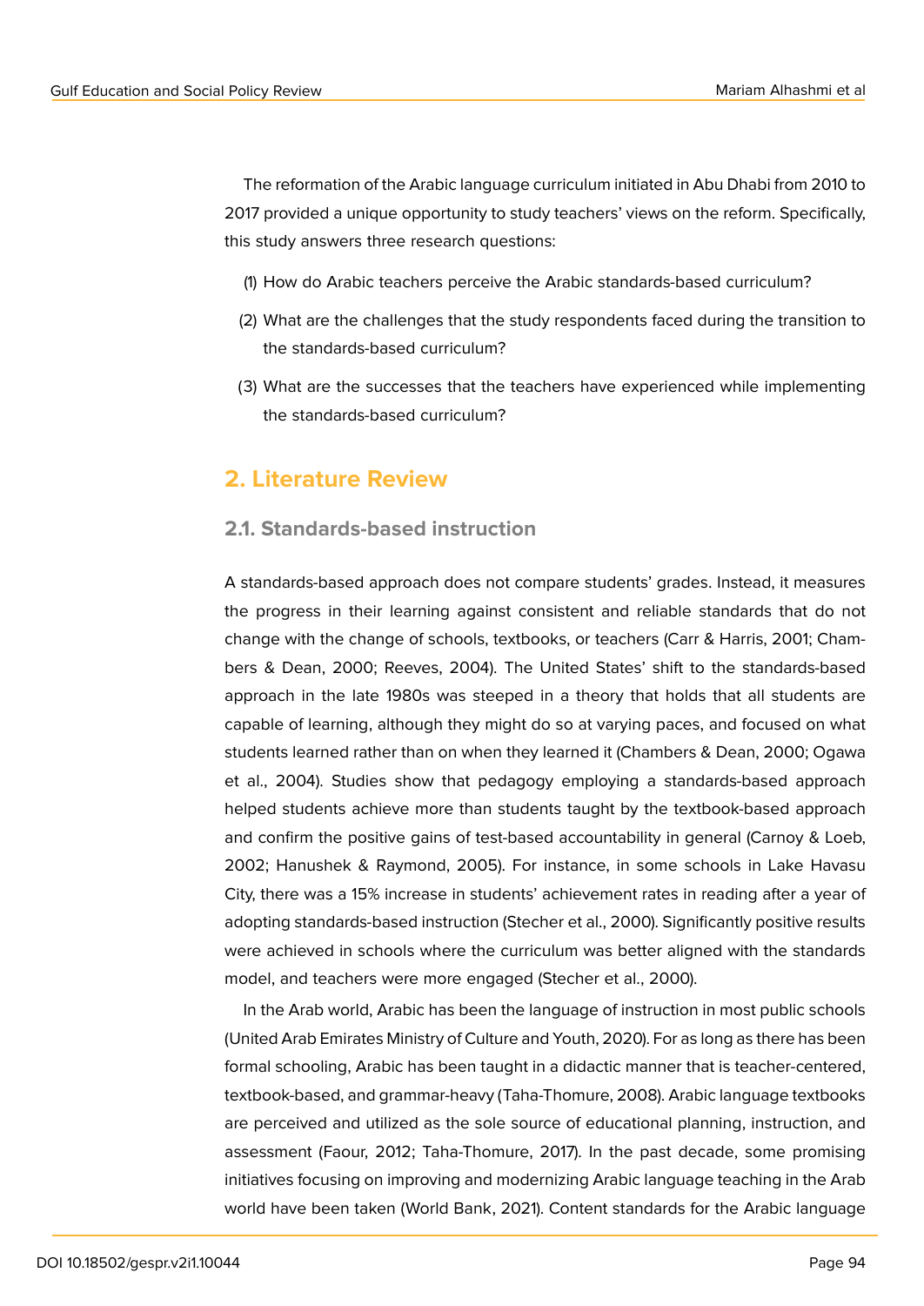The reformation of the Arabic language curriculum initiated in Abu Dhabi from 2010 to 2017 provided a unique opportunity to study teachers' views on the reform. Specifically, this study answers three research questions:

(1) How do Arabic teachers perceive the Arabic standards-based curriculum?

(2) What are the challenges that the study respondents faced during the transition to the standards-based curriculum?

(3) What are the successes that the teachers have experienced while implementing the standards-based curriculum?

## 2. Literature Review

### 2.1. Standards-based instruction

A standards-based approach does not compare students' grades. Instead, it measures the progress in their learning against consistent and reliable standards that do not change with the change of schools, textbooks, or teachers (Carr & Harris, 2001; Chambers & Dean, 2000; Reeves, 2004). The United States' shift to the standards-based approach in the late 1980s was steeped in a theory that holds that all students are capable of learning, although they might do so at varying paces, and focused on what students learned rather than on when they learned it (Chambers & Dean, 2000; Ogawa et al., 2004). Studies show that pedagogy employing a standards-based approach helped students achieve more than students taught by the textbook-based approach and confirm the positive gains of test-based accountability in general (Carnoy & Loeb, 2002; Hanushek & Raymond, 2005). For instance, in some schools in Lake Havasu City, there was a 15% increase in students' achievement rates in reading after a year of adopting standards-based instruction (Stecher et al., 2000). Significantly positive results were achieved in schools where the curriculum was better aligned with the standards model, and teachers were more engaged (Stecher et al., 2000).

In the Arab world, Arabic has been the language of instruction in most public schools (United Arab Emirates Ministry of Culture and Youth, 2020). For as long as there has been formal schooling, Arabic has been taught in a didactic manner that is teacher-centered, textbook-based, and grammar-heavy (Taha-Thomure, 2008). Arabic language textbooks are perceived and utilized as the sole source of educational planning, instruction, and assessment (Faour, 2012; Taha-Thomure, 2017). In the past decade, some promising initiatives focusing on improving and modernizing Arabic language teaching in the Arab world have been taken (World Bank, 2021). Content standards for the Arabic language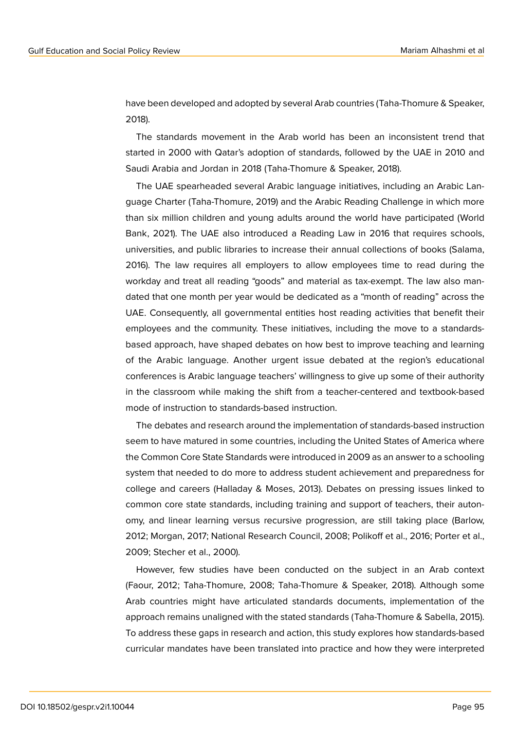have been developed and adopted by several Arab countries (Taha-Thomure & Speaker, 2018).

The standards movement in the Arab world has been an inconsistent trend that started in 2000 with Qatar's adoption of standards, followed by the UAE in 2010 and Saudi Arabia and Jordan in 2018 (Taha-Thomure & Speaker, 2018).

The UAE spearheaded several Arabic language initiatives, including an Arabic Language Charter (Taha-Thomure, 2019) and the Arabic Reading Challenge in which more than six million children and young adults around the world have participated (World Bank, 2021). The UAE also introduced a Reading Law in 2016 that requires schools, universities, and public libraries to increase their annual collections of books (Salama, 2016). The law requires all employers to allow employees time to read during the workday and treat all reading "goods" and material as tax-exempt. The law also mandated that one month per year would be dedicated as a "month of reading" across the UAE. Consequently, all governmental entities host reading activities that benefit their employees and the community. These initiatives, including the move to a standards-based approach, have shaped debates on how best to improve teaching and learning of the Arabic language. Another urgent issue debated at the region's educational conferences is Arabic language teachers' willingness to give up some of their authority in the classroom while making the shift from a teacher-centered and textbook-based mode of instruction to standards-based instruction.

The debates and research around the implementation of standards-based instruction seem to have matured in some countries, including the United States of America where the Common Core State Standards were introduced in 2009 as an answer to a schooling system that needed to do more to address student achievement and preparedness for college and careers (Halladay & Moses, 2013). Debates on pressing issues linked to common core state standards, including training and support of teachers, their autonomy, and linear learning versus recursive progression, are still taking place (Barlow, 2012; Morgan, 2017; National Research Council, 2008; Polikoff et al., 2016; Porter et al., 2009; Stecher et al., 2000).

However, few studies have been conducted on the subject in an Arab context (Faour, 2012; Taha-Thomure, 2008; Taha-Thomure & Speaker, 2018). Although some Arab countries might have articulated standards documents, implementation of the approach remains unaligned with the stated standards (Taha-Thomure & Sabella, 2015). To address these gaps in research and action, this study explores how standards-based curricular mandates have been translated into practice and how they were interpreted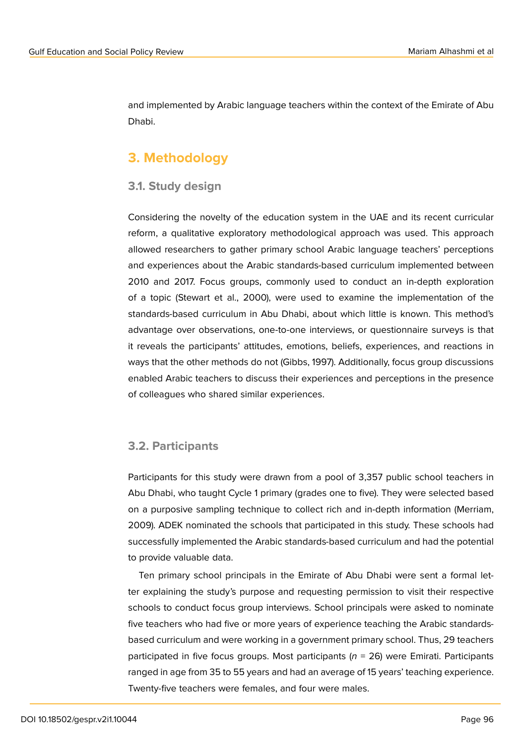and implemented by Arabic language teachers within the context of the Emirate of Abu Dhabi.

# 3. Methodology

## 3.1. Study design

Considering the novelty of the education system in the UAE and its recent curricular reform, a qualitative exploratory methodological approach was used. This approach allowed researchers to gather primary school Arabic language teachers' perceptions and experiences about the Arabic standards-based curriculum implemented between 2010 and 2017. Focus groups, commonly used to conduct an in-depth exploration of a topic (Stewart et al., 2000), were used to examine the implementation of the standards-based curriculum in Abu Dhabi, about which little is known. This method's advantage over observations, one-to-one interviews, or questionnaire surveys is that it reveals the participants' attitudes, emotions, beliefs, experiences, and reactions in ways that the other methods do not (Gibbs, 1997). Additionally, focus group discussions enabled Arabic teachers to discuss their experiences and perceptions in the presence of colleagues who shared similar experiences.

## 3.2. Participants

Participants for this study were drawn from a pool of 3,357 public school teachers in Abu Dhabi, who taught Cycle 1 primary (grades one to five). They were selected based on a purposive sampling technique to collect rich and in-depth information (Merriam, 2009). ADEK nominated the schools that participated in this study. These schools had successfully implemented the Arabic standards-based curriculum and had the potential to provide valuable data.

Ten primary school principals in the Emirate of Abu Dhabi were sent a formal letter explaining the study's purpose and requesting permission to visit their respective schools to conduct focus group interviews. School principals were asked to nominate five teachers who had five or more years of experience teaching the Arabic standards-based curriculum and were working in a government primary school. Thus, 29 teachers participated in five focus groups. Most participants ($n$ = 26) were Emirati. Participants ranged in age from 35 to 55 years and had an average of 15 years' teaching experience. Twenty-five teachers were females, and four were males.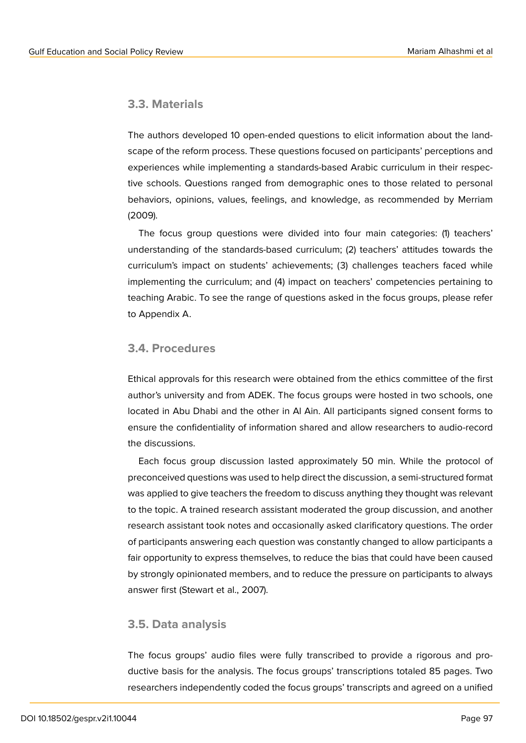## 3.3. Materials

The authors developed 10 open-ended questions to elicit information about the landscape of the reform process. These questions focused on participants' perceptions and experiences while implementing a standards-based Arabic curriculum in their respective schools. Questions ranged from demographic ones to those related to personal behaviors, opinions, values, feelings, and knowledge, as recommended by Merriam (2009).

The focus group questions were divided into four main categories: (1) teachers' understanding of the standards-based curriculum; (2) teachers' attitudes towards the curriculum's impact on students' achievements; (3) challenges teachers faced while implementing the curriculum; and (4) impact on teachers' competencies pertaining to teaching Arabic. To see the range of questions asked in the focus groups, please refer to Appendix A.

## 3.4. Procedures

Ethical approvals for this research were obtained from the ethics committee of the first author's university and from ADEK. The focus groups were hosted in two schools, one located in Abu Dhabi and the other in Al Ain. All participants signed consent forms to ensure the confidentiality of information shared and allow researchers to audio-record the discussions.

Each focus group discussion lasted approximately 50 min. While the protocol of preconceived questions was used to help direct the discussion, a semi-structured format was applied to give teachers the freedom to discuss anything they thought was relevant to the topic. A trained research assistant moderated the group discussion, and another research assistant took notes and occasionally asked clarificatory questions. The order of participants answering each question was constantly changed to allow participants a fair opportunity to express themselves, to reduce the bias that could have been caused by strongly opinionated members, and to reduce the pressure on participants to always answer first (Stewart et al., 2007).

## 3.5. Data analysis

The focus groups' audio files were fully transcribed to provide a rigorous and productive basis for the analysis. The focus groups' transcriptions totaled 85 pages. Two researchers independently coded the focus groups' transcripts and agreed on a unified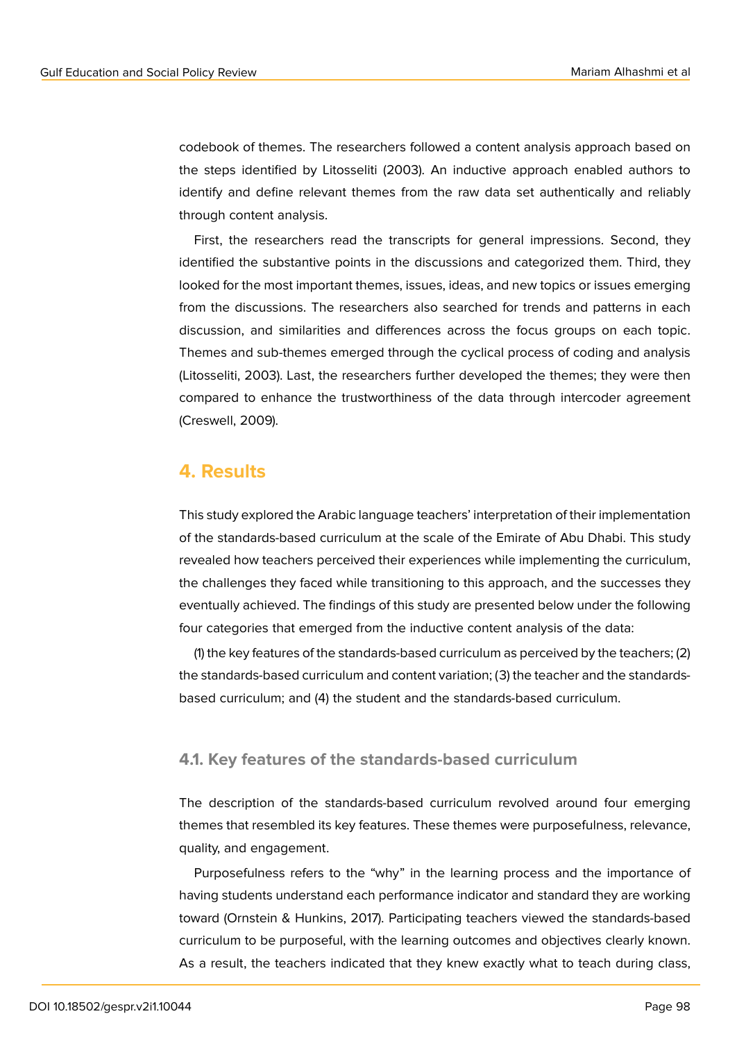codebook of themes. The researchers followed a content analysis approach based on the steps identified by Litosseliti (2003). An inductive approach enabled authors to identify and define relevant themes from the raw data set authentically and reliably through content analysis.

First, the researchers read the transcripts for general impressions. Second, they identified the substantive points in the discussions and categorized them. Third, they looked for the most important themes, issues, ideas, and new topics or issues emerging from the discussions. The researchers also searched for trends and patterns in each discussion, and similarities and differences across the focus groups on each topic. Themes and sub-themes emerged through the cyclical process of coding and analysis (Litosseliti, 2003). Last, the researchers further developed the themes; they were then compared to enhance the trustworthiness of the data through intercoder agreement (Creswell, 2009).

## 4. Results

This study explored the Arabic language teachers' interpretation of their implementation of the standards-based curriculum at the scale of the Emirate of Abu Dhabi. This study revealed how teachers perceived their experiences while implementing the curriculum, the challenges they faced while transitioning to this approach, and the successes they eventually achieved. The findings of this study are presented below under the following four categories that emerged from the inductive content analysis of the data:

(1) the key features of the standards-based curriculum as perceived by the teachers; (2) the standards-based curriculum and content variation; (3) the teacher and the standards-based curriculum; and (4) the student and the standards-based curriculum.

### 4.1. Key features of the standards-based curriculum

The description of the standards-based curriculum revolved around four emerging themes that resembled its key features. These themes were purposefulness, relevance, quality, and engagement.

Purposefulness refers to the "why" in the learning process and the importance of having students understand each performance indicator and standard they are working toward (Ornstein & Hunkins, 2017). Participating teachers viewed the standards-based curriculum to be purposeful, with the learning outcomes and objectives clearly known. As a result, the teachers indicated that they knew exactly what to teach during class,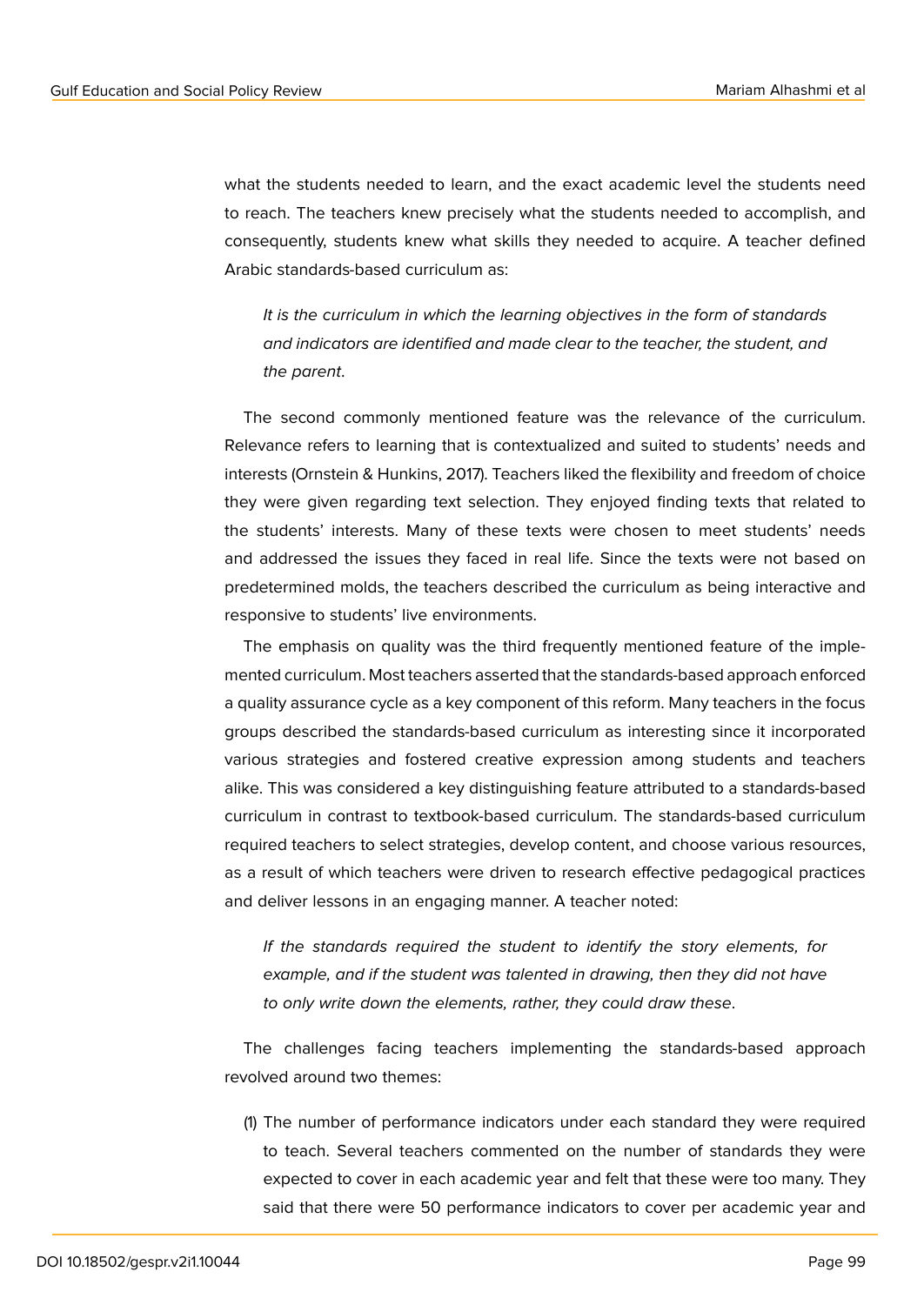what the students needed to learn, and the exact academic level the students need to reach. The teachers knew precisely what the students needed to accomplish, and consequently, students knew what skills they needed to acquire. A teacher defined Arabic standards-based curriculum as:

> *It is the curriculum in which the learning objectives in the form of standards and indicators are identified and made clear to the teacher, the student, and the parent.*

The second commonly mentioned feature was the relevance of the curriculum. Relevance refers to learning that is contextualized and suited to students' needs and interests (Ornstein & Hunkins, 2017). Teachers liked the flexibility and freedom of choice they were given regarding text selection. They enjoyed finding texts that related to the students' interests. Many of these texts were chosen to meet students' needs and addressed the issues they faced in real life. Since the texts were not based on predetermined molds, the teachers described the curriculum as being interactive and responsive to students' live environments.

The emphasis on quality was the third frequently mentioned feature of the implemented curriculum. Most teachers asserted that the standards-based approach enforced a quality assurance cycle as a key component of this reform. Many teachers in the focus groups described the standards-based curriculum as interesting since it incorporated various strategies and fostered creative expression among students and teachers alike. This was considered a key distinguishing feature attributed to a standards-based curriculum in contrast to textbook-based curriculum. The standards-based curriculum required teachers to select strategies, develop content, and choose various resources, as a result of which teachers were driven to research effective pedagogical practices and deliver lessons in an engaging manner. A teacher noted:

> *If the standards required the student to identify the story elements, for example, and if the student was talented in drawing, then they did not have to only write down the elements, rather, they could draw these.*

The challenges facing teachers implementing the standards-based approach revolved around two themes:

(1) The number of performance indicators under each standard they were required to teach. Several teachers commented on the number of standards they were expected to cover in each academic year and felt that these were too many. They said that there were 50 performance indicators to cover per academic year and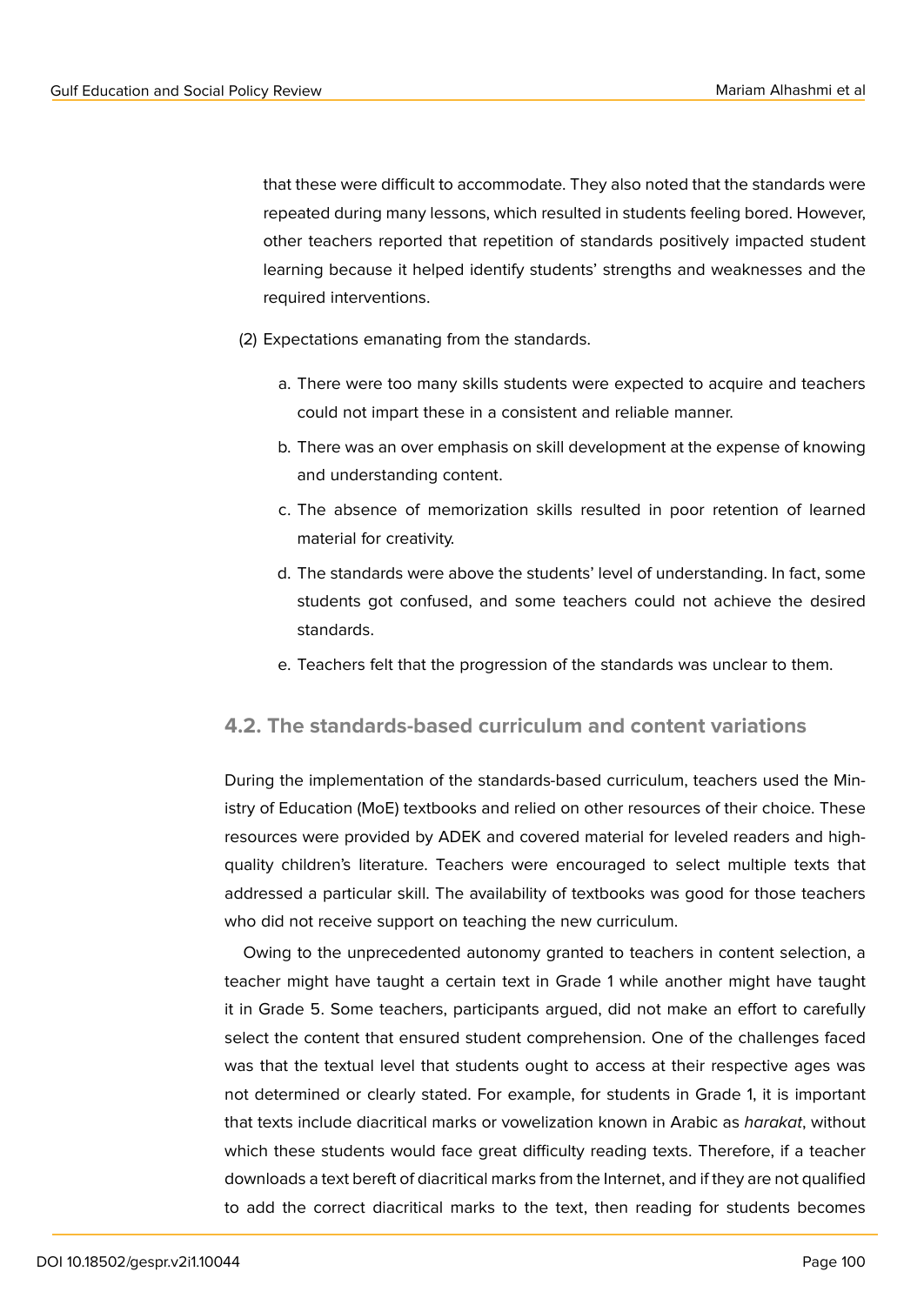that these were difficult to accommodate. They also noted that the standards were repeated during many lessons, which resulted in students feeling bored. However, other teachers reported that repetition of standards positively impacted student learning because it helped identify students' strengths and weaknesses and the required interventions.

(2) Expectations emanating from the standards.

a. There were too many skills students were expected to acquire and teachers could not impart these in a consistent and reliable manner.

b. There was an over emphasis on skill development at the expense of knowing and understanding content.

c. The absence of memorization skills resulted in poor retention of learned material for creativity.

d. The standards were above the students' level of understanding. In fact, some students got confused, and some teachers could not achieve the desired standards.

e. Teachers felt that the progression of the standards was unclear to them.

## 4.2. The standards-based curriculum and content variations

During the implementation of the standards-based curriculum, teachers used the Ministry of Education (MoE) textbooks and relied on other resources of their choice. These resources were provided by ADEK and covered material for leveled readers and high-quality children's literature. Teachers were encouraged to select multiple texts that addressed a particular skill. The availability of textbooks was good for those teachers who did not receive support on teaching the new curriculum.

Owing to the unprecedented autonomy granted to teachers in content selection, a teacher might have taught a certain text in Grade 1 while another might have taught it in Grade 5. Some teachers, participants argued, did not make an effort to carefully select the content that ensured student comprehension. One of the challenges faced was that the textual level that students ought to access at their respective ages was not determined or clearly stated. For example, for students in Grade 1, it is important that texts include diacritical marks or vowelization known in Arabic as *harakat*, without which these students would face great difficulty reading texts. Therefore, if a teacher downloads a text bereft of diacritical marks from the Internet, and if they are not qualified to add the correct diacritical marks to the text, then reading for students becomes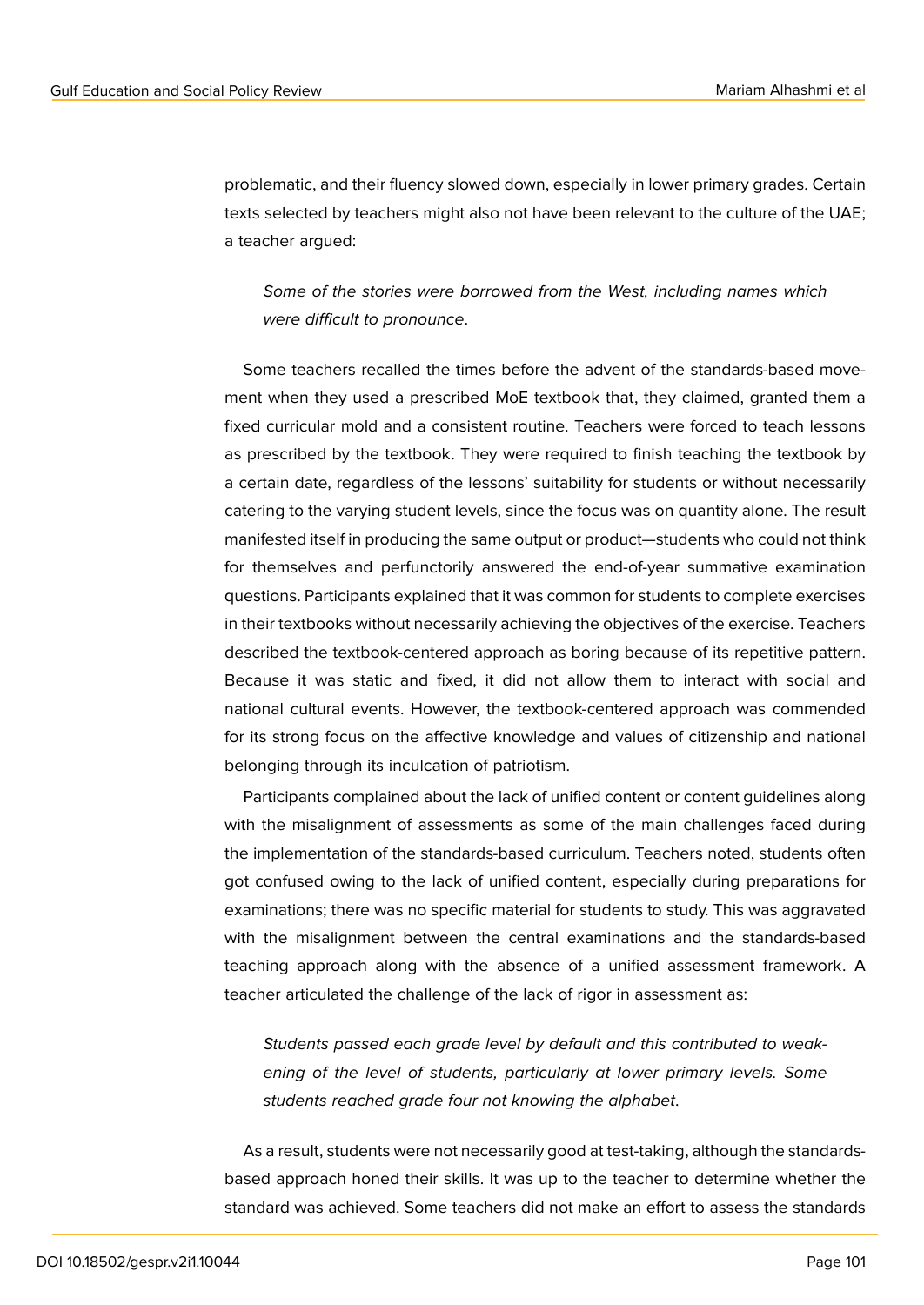problematic, and their fluency slowed down, especially in lower primary grades. Certain texts selected by teachers might also not have been relevant to the culture of the UAE; a teacher argued:

> *Some of the stories were borrowed from the West, including names which were difficult to pronounce*.

Some teachers recalled the times before the advent of the standards-based movement when they used a prescribed MoE textbook that, they claimed, granted them a fixed curricular mold and a consistent routine. Teachers were forced to teach lessons as prescribed by the textbook. They were required to finish teaching the textbook by a certain date, regardless of the lessons' suitability for students or without necessarily catering to the varying student levels, since the focus was on quantity alone. The result manifested itself in producing the same output or product—students who could not think for themselves and perfunctorily answered the end-of-year summative examination questions. Participants explained that it was common for students to complete exercises in their textbooks without necessarily achieving the objectives of the exercise. Teachers described the textbook-centered approach as boring because of its repetitive pattern. Because it was static and fixed, it did not allow them to interact with social and national cultural events. However, the textbook-centered approach was commended for its strong focus on the affective knowledge and values of citizenship and national belonging through its inculcation of patriotism.

Participants complained about the lack of unified content or content guidelines along with the misalignment of assessments as some of the main challenges faced during the implementation of the standards-based curriculum. Teachers noted, students often got confused owing to the lack of unified content, especially during preparations for examinations; there was no specific material for students to study. This was aggravated with the misalignment between the central examinations and the standards-based teaching approach along with the absence of a unified assessment framework. A teacher articulated the challenge of the lack of rigor in assessment as:

> *Students passed each grade level by default and this contributed to weakening of the level of students, particularly at lower primary levels. Some students reached grade four not knowing the alphabet*.

As a result, students were not necessarily good at test-taking, although the standards-based approach honed their skills. It was up to the teacher to determine whether the standard was achieved. Some teachers did not make an effort to assess the standards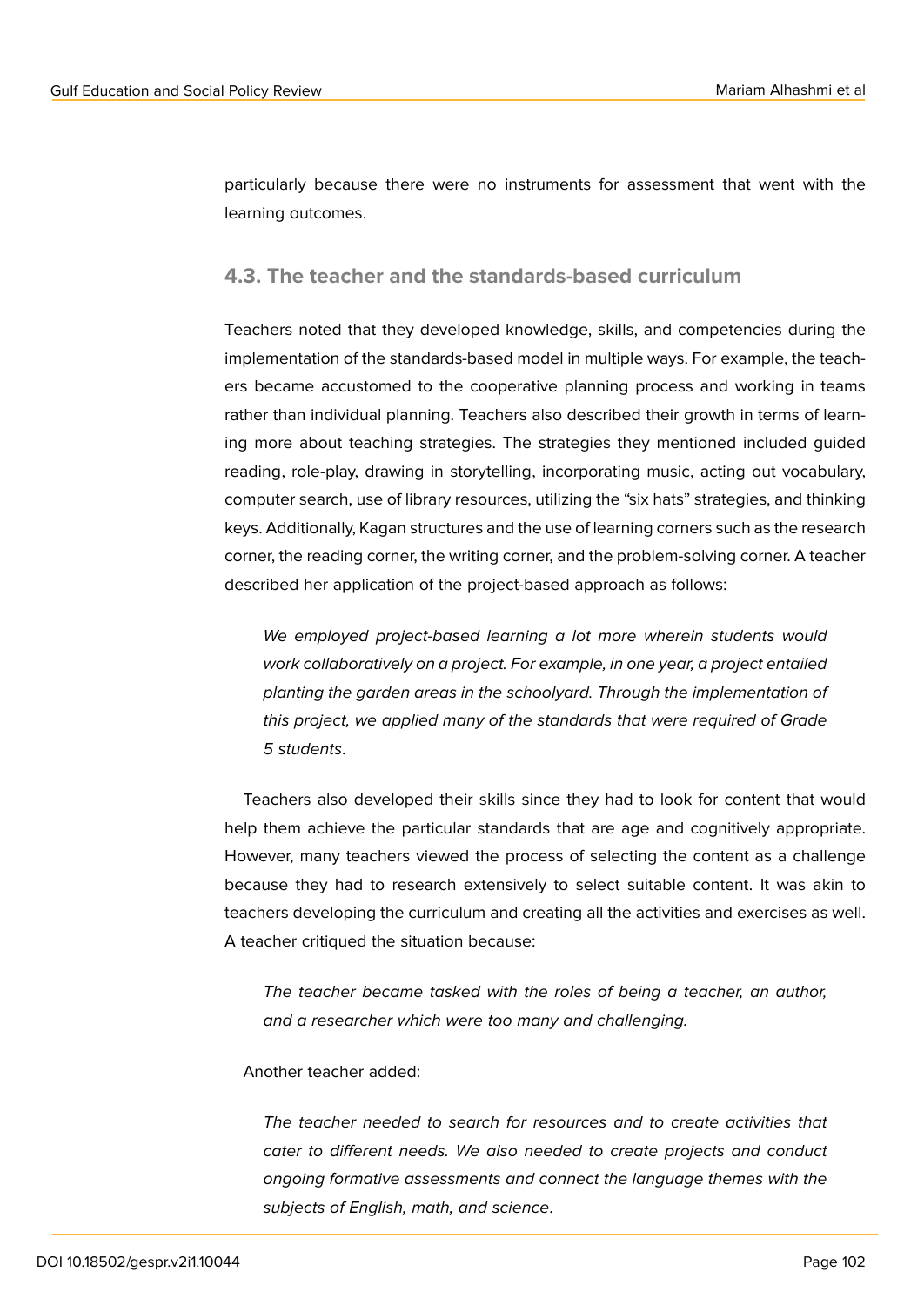particularly because there were no instruments for assessment that went with the learning outcomes.

### 4.3. The teacher and the standards-based curriculum

Teachers noted that they developed knowledge, skills, and competencies during the implementation of the standards-based model in multiple ways. For example, the teachers became accustomed to the cooperative planning process and working in teams rather than individual planning. Teachers also described their growth in terms of learning more about teaching strategies. The strategies they mentioned included guided reading, role-play, drawing in storytelling, incorporating music, acting out vocabulary, computer search, use of library resources, utilizing the "six hats" strategies, and thinking keys. Additionally, Kagan structures and the use of learning corners such as the research corner, the reading corner, the writing corner, and the problem-solving corner. A teacher described her application of the project-based approach as follows:

> *We employed project-based learning a lot more wherein students would work collaboratively on a project. For example, in one year, a project entailed planting the garden areas in the schoolyard. Through the implementation of this project, we applied many of the standards that were required of Grade 5 students*.

Teachers also developed their skills since they had to look for content that would help them achieve the particular standards that are age and cognitively appropriate. However, many teachers viewed the process of selecting the content as a challenge because they had to research extensively to select suitable content. It was akin to teachers developing the curriculum and creating all the activities and exercises as well. A teacher critiqued the situation because:

> *The teacher became tasked with the roles of being a teacher, an author, and a researcher which were too many and challenging.*

Another teacher added:

> *The teacher needed to search for resources and to create activities that cater to different needs. We also needed to create projects and conduct ongoing formative assessments and connect the language themes with the subjects of English, math, and science*.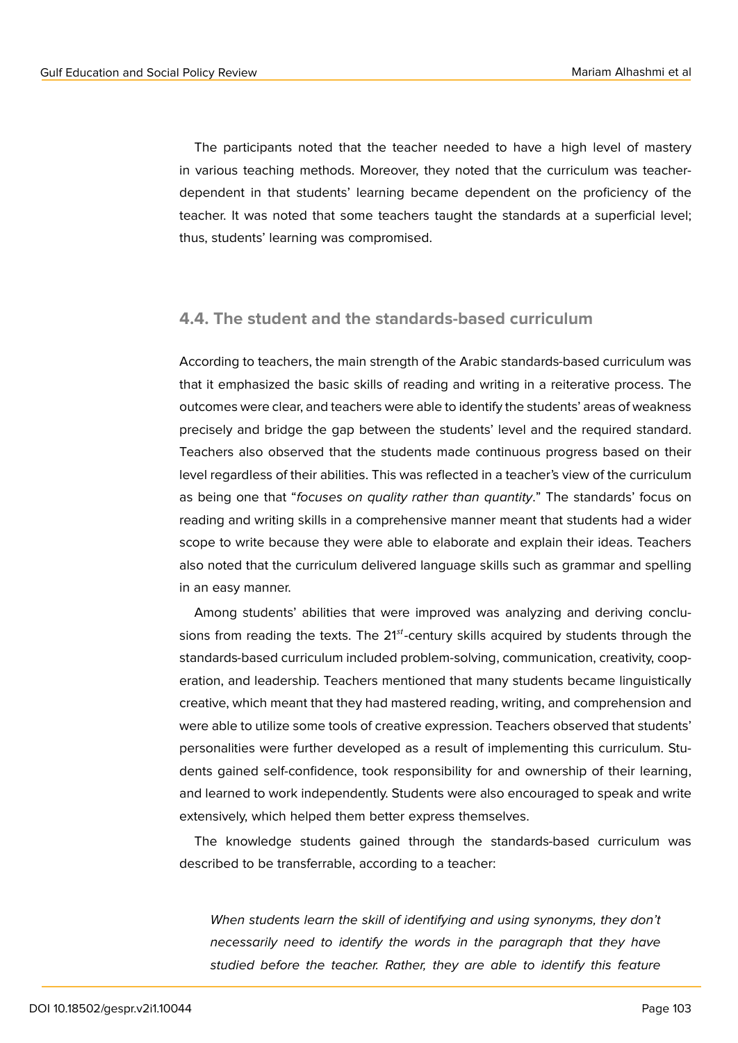The participants noted that the teacher needed to have a high level of mastery in various teaching methods. Moreover, they noted that the curriculum was teacher-dependent in that students' learning became dependent on the proficiency of the teacher. It was noted that some teachers taught the standards at a superficial level; thus, students' learning was compromised.

## 4.4. The student and the standards-based curriculum

According to teachers, the main strength of the Arabic standards-based curriculum was that it emphasized the basic skills of reading and writing in a reiterative process. The outcomes were clear, and teachers were able to identify the students' areas of weakness precisely and bridge the gap between the students' level and the required standard. Teachers also observed that the students made continuous progress based on their level regardless of their abilities. This was reflected in a teacher's view of the curriculum as being one that "*focuses on quality rather than quantity*." The standards' focus on reading and writing skills in a comprehensive manner meant that students had a wider scope to write because they were able to elaborate and explain their ideas. Teachers also noted that the curriculum delivered language skills such as grammar and spelling in an easy manner.

Among students' abilities that were improved was analyzing and deriving conclusions from reading the texts. The 21st-century skills acquired by students through the standards-based curriculum included problem-solving, communication, creativity, cooperation, and leadership. Teachers mentioned that many students became linguistically creative, which meant that they had mastered reading, writing, and comprehension and were able to utilize some tools of creative expression. Teachers observed that students' personalities were further developed as a result of implementing this curriculum. Students gained self-confidence, took responsibility for and ownership of their learning, and learned to work independently. Students were also encouraged to speak and write extensively, which helped them better express themselves.

The knowledge students gained through the standards-based curriculum was described to be transferrable, according to a teacher:

> *When students learn the skill of identifying and using synonyms, they don't necessarily need to identify the words in the paragraph that they have studied before the teacher. Rather, they are able to identify this feature*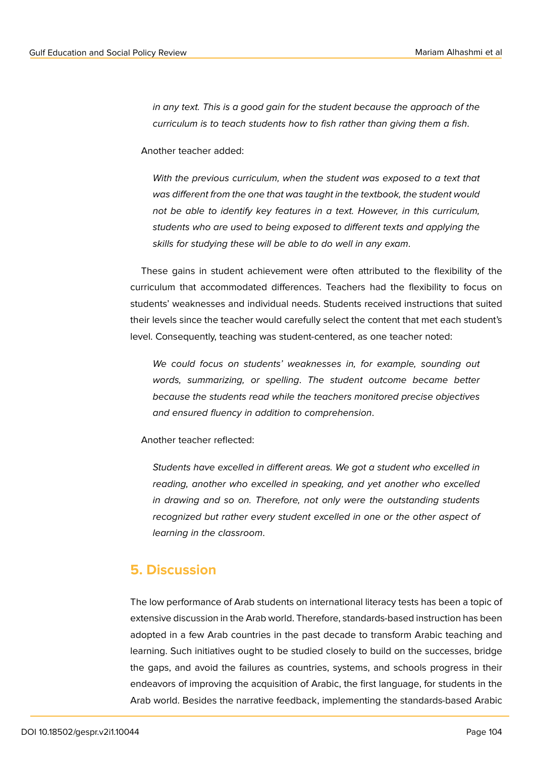> *in any text. This is a good gain for the student because the approach of the curriculum is to teach students how to fish rather than giving them a fish*.

Another teacher added:

> *With the previous curriculum, when the student was exposed to a text that was different from the one that was taught in the textbook, the student would not be able to identify key features in a text. However, in this curriculum, students who are used to being exposed to different texts and applying the skills for studying these will be able to do well in any exam*.

These gains in student achievement were often attributed to the flexibility of the curriculum that accommodated differences. Teachers had the flexibility to focus on students' weaknesses and individual needs. Students received instructions that suited their levels since the teacher would carefully select the content that met each student's level. Consequently, teaching was student-centered, as one teacher noted:

> *We could focus on students' weaknesses in, for example, sounding out words, summarizing, or spelling. The student outcome became better because the students read while the teachers monitored precise objectives and ensured fluency in addition to comprehension*.

Another teacher reflected:

> *Students have excelled in different areas. We got a student who excelled in reading, another who excelled in speaking, and yet another who excelled in drawing and so on. Therefore, not only were the outstanding students recognized but rather every student excelled in one or the other aspect of learning in the classroom*.

## 5. Discussion

The low performance of Arab students on international literacy tests has been a topic of extensive discussion in the Arab world. Therefore, standards-based instruction has been adopted in a few Arab countries in the past decade to transform Arabic teaching and learning. Such initiatives ought to be studied closely to build on the successes, bridge the gaps, and avoid the failures as countries, systems, and schools progress in their endeavors of improving the acquisition of Arabic, the first language, for students in the Arab world. Besides the narrative feedback, implementing the standards-based Arabic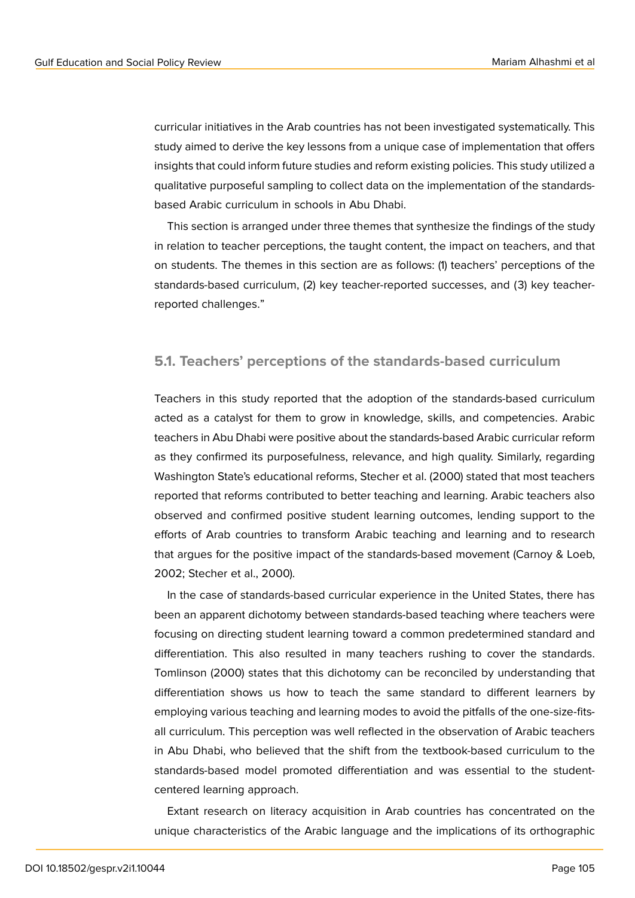curricular initiatives in the Arab countries has not been investigated systematically. This study aimed to derive the key lessons from a unique case of implementation that offers insights that could inform future studies and reform existing policies. This study utilized a qualitative purposeful sampling to collect data on the implementation of the standards-based Arabic curriculum in schools in Abu Dhabi.

This section is arranged under three themes that synthesize the findings of the study in relation to teacher perceptions, the taught content, the impact on teachers, and that on students. The themes in this section are as follows: (1) teachers' perceptions of the standards-based curriculum, (2) key teacher-reported successes, and (3) key teacher-reported challenges."

## 5.1. Teachers' perceptions of the standards-based curriculum

Teachers in this study reported that the adoption of the standards-based curriculum acted as a catalyst for them to grow in knowledge, skills, and competencies. Arabic teachers in Abu Dhabi were positive about the standards-based Arabic curricular reform as they confirmed its purposefulness, relevance, and high quality. Similarly, regarding Washington State's educational reforms, Stecher et al. (2000) stated that most teachers reported that reforms contributed to better teaching and learning. Arabic teachers also observed and confirmed positive student learning outcomes, lending support to the efforts of Arab countries to transform Arabic teaching and learning and to research that argues for the positive impact of the standards-based movement (Carnoy & Loeb, 2002; Stecher et al., 2000).

In the case of standards-based curricular experience in the United States, there has been an apparent dichotomy between standards-based teaching where teachers were focusing on directing student learning toward a common predetermined standard and differentiation. This also resulted in many teachers rushing to cover the standards. Tomlinson (2000) states that this dichotomy can be reconciled by understanding that differentiation shows us how to teach the same standard to different learners by employing various teaching and learning modes to avoid the pitfalls of the one-size-fits-all curriculum. This perception was well reflected in the observation of Arabic teachers in Abu Dhabi, who believed that the shift from the textbook-based curriculum to the standards-based model promoted differentiation and was essential to the student-centered learning approach.

Extant research on literacy acquisition in Arab countries has concentrated on the unique characteristics of the Arabic language and the implications of its orthographic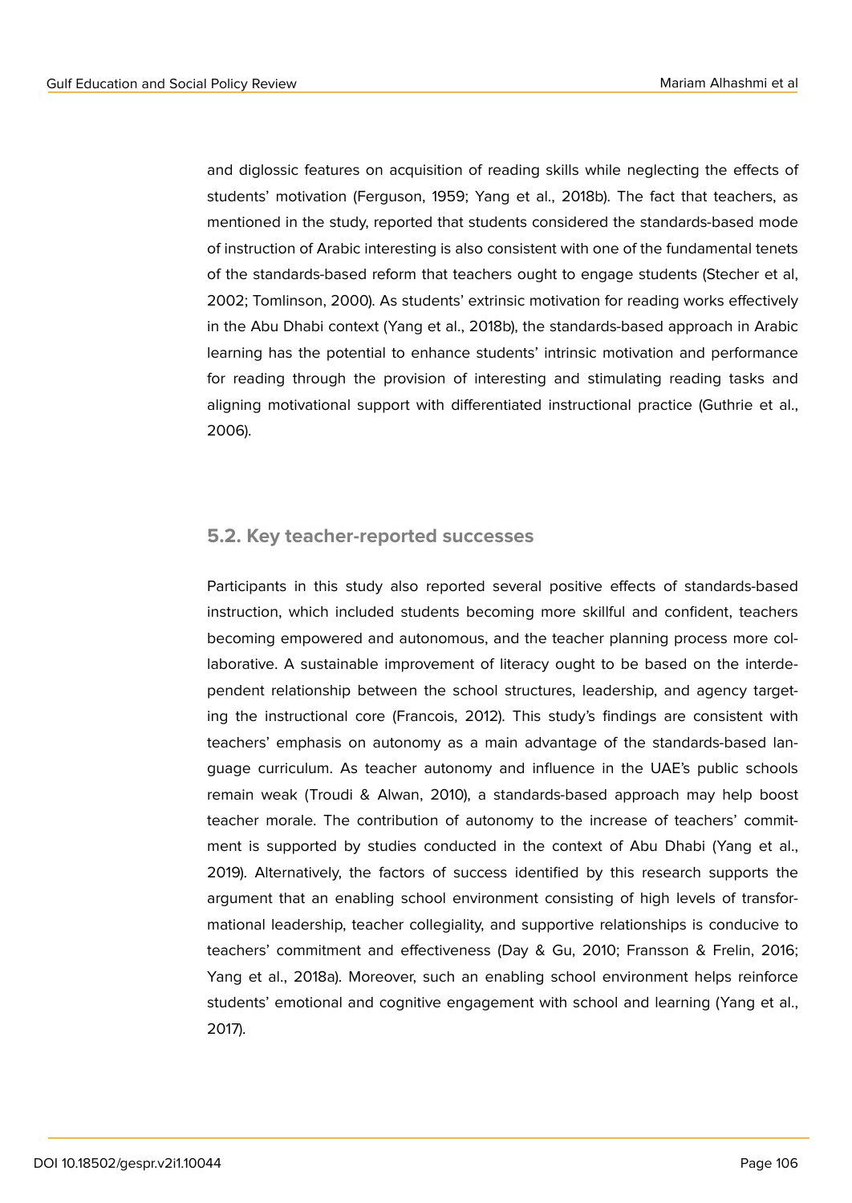and diglossic features on acquisition of reading skills while neglecting the effects of students' motivation (Ferguson, 1959; Yang et al., 2018b). The fact that teachers, as mentioned in the study, reported that students considered the standards-based mode of instruction of Arabic interesting is also consistent with one of the fundamental tenets of the standards-based reform that teachers ought to engage students (Stecher et al, 2002; Tomlinson, 2000). As students' extrinsic motivation for reading works effectively in the Abu Dhabi context (Yang et al., 2018b), the standards-based approach in Arabic learning has the potential to enhance students' intrinsic motivation and performance for reading through the provision of interesting and stimulating reading tasks and aligning motivational support with differentiated instructional practice (Guthrie et al., 2006).

## 5.2. Key teacher-reported successes

Participants in this study also reported several positive effects of standards-based instruction, which included students becoming more skillful and confident, teachers becoming empowered and autonomous, and the teacher planning process more collaborative. A sustainable improvement of literacy ought to be based on the interdependent relationship between the school structures, leadership, and agency targeting the instructional core (Francois, 2012). This study's findings are consistent with teachers' emphasis on autonomy as a main advantage of the standards-based language curriculum. As teacher autonomy and influence in the UAE's public schools remain weak (Troudi & Alwan, 2010), a standards-based approach may help boost teacher morale. The contribution of autonomy to the increase of teachers' commitment is supported by studies conducted in the context of Abu Dhabi (Yang et al., 2019). Alternatively, the factors of success identified by this research supports the argument that an enabling school environment consisting of high levels of transformational leadership, teacher collegiality, and supportive relationships is conducive to teachers' commitment and effectiveness (Day & Gu, 2010; Fransson & Frelin, 2016; Yang et al., 2018a). Moreover, such an enabling school environment helps reinforce students' emotional and cognitive engagement with school and learning (Yang et al., 2017).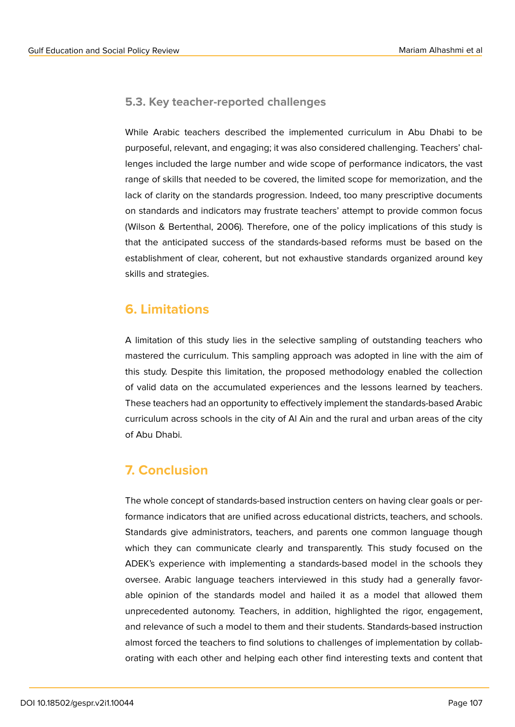### 5.3. Key teacher-reported challenges

While Arabic teachers described the implemented curriculum in Abu Dhabi to be purposeful, relevant, and engaging; it was also considered challenging. Teachers' challenges included the large number and wide scope of performance indicators, the vast range of skills that needed to be covered, the limited scope for memorization, and the lack of clarity on the standards progression. Indeed, too many prescriptive documents on standards and indicators may frustrate teachers' attempt to provide common focus (Wilson & Bertenthal, 2006). Therefore, one of the policy implications of this study is that the anticipated success of the standards-based reforms must be based on the establishment of clear, coherent, but not exhaustive standards organized around key skills and strategies.

## 6. Limitations

A limitation of this study lies in the selective sampling of outstanding teachers who mastered the curriculum. This sampling approach was adopted in line with the aim of this study. Despite this limitation, the proposed methodology enabled the collection of valid data on the accumulated experiences and the lessons learned by teachers. These teachers had an opportunity to effectively implement the standards-based Arabic curriculum across schools in the city of Al Ain and the rural and urban areas of the city of Abu Dhabi.

## 7. Conclusion

The whole concept of standards-based instruction centers on having clear goals or performance indicators that are unified across educational districts, teachers, and schools. Standards give administrators, teachers, and parents one common language though which they can communicate clearly and transparently. This study focused on the ADEK's experience with implementing a standards-based model in the schools they oversee. Arabic language teachers interviewed in this study had a generally favorable opinion of the standards model and hailed it as a model that allowed them unprecedented autonomy. Teachers, in addition, highlighted the rigor, engagement, and relevance of such a model to them and their students. Standards-based instruction almost forced the teachers to find solutions to challenges of implementation by collaborating with each other and helping each other find interesting texts and content that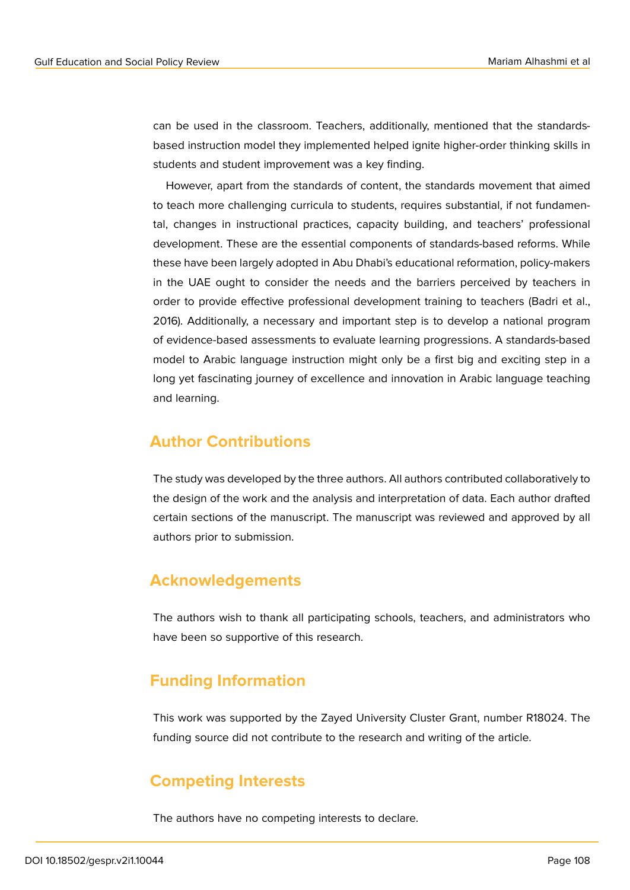can be used in the classroom. Teachers, additionally, mentioned that the standards-based instruction model they implemented helped ignite higher-order thinking skills in students and student improvement was a key finding.

However, apart from the standards of content, the standards movement that aimed to teach more challenging curricula to students, requires substantial, if not fundamental, changes in instructional practices, capacity building, and teachers' professional development. These are the essential components of standards-based reforms. While these have been largely adopted in Abu Dhabi's educational reformation, policy-makers in the UAE ought to consider the needs and the barriers perceived by teachers in order to provide effective professional development training to teachers (Badri et al., 2016). Additionally, a necessary and important step is to develop a national program of evidence-based assessments to evaluate learning progressions. A standards-based model to Arabic language instruction might only be a first big and exciting step in a long yet fascinating journey of excellence and innovation in Arabic language teaching and learning.

## Author Contributions

The study was developed by the three authors. All authors contributed collaboratively to the design of the work and the analysis and interpretation of data. Each author drafted certain sections of the manuscript. The manuscript was reviewed and approved by all authors prior to submission.

## Acknowledgements

The authors wish to thank all participating schools, teachers, and administrators who have been so supportive of this research.

## Funding Information

This work was supported by the Zayed University Cluster Grant, number R18024. The funding source did not contribute to the research and writing of the article.

## Competing Interests

The authors have no competing interests to declare.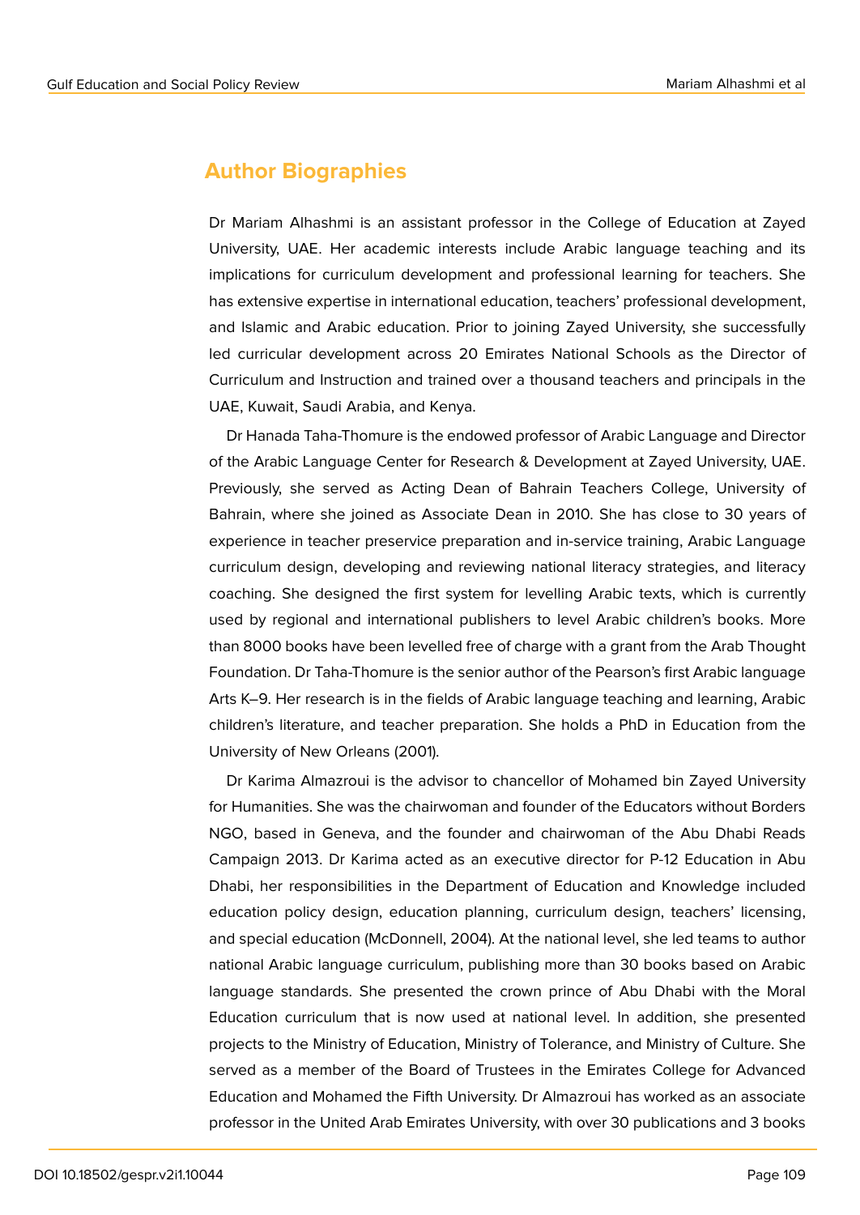## Author Biographies

Dr Mariam Alhashmi is an assistant professor in the College of Education at Zayed University, UAE. Her academic interests include Arabic language teaching and its implications for curriculum development and professional learning for teachers. She has extensive expertise in international education, teachers' professional development, and Islamic and Arabic education. Prior to joining Zayed University, she successfully led curricular development across 20 Emirates National Schools as the Director of Curriculum and Instruction and trained over a thousand teachers and principals in the UAE, Kuwait, Saudi Arabia, and Kenya.

Dr Hanada Taha-Thomure is the endowed professor of Arabic Language and Director of the Arabic Language Center for Research & Development at Zayed University, UAE. Previously, she served as Acting Dean of Bahrain Teachers College, University of Bahrain, where she joined as Associate Dean in 2010. She has close to 30 years of experience in teacher preservice preparation and in-service training, Arabic Language curriculum design, developing and reviewing national literacy strategies, and literacy coaching. She designed the first system for levelling Arabic texts, which is currently used by regional and international publishers to level Arabic children's books. More than 8000 books have been levelled free of charge with a grant from the Arab Thought Foundation. Dr Taha-Thomure is the senior author of the Pearson's first Arabic language Arts K–9. Her research is in the fields of Arabic language teaching and learning, Arabic children's literature, and teacher preparation. She holds a PhD in Education from the University of New Orleans (2001).

Dr Karima Almazroui is the advisor to chancellor of Mohamed bin Zayed University for Humanities. She was the chairwoman and founder of the Educators without Borders NGO, based in Geneva, and the founder and chairwoman of the Abu Dhabi Reads Campaign 2013. Dr Karima acted as an executive director for P-12 Education in Abu Dhabi, her responsibilities in the Department of Education and Knowledge included education policy design, education planning, curriculum design, teachers' licensing, and special education (McDonnell, 2004). At the national level, she led teams to author national Arabic language curriculum, publishing more than 30 books based on Arabic language standards. She presented the crown prince of Abu Dhabi with the Moral Education curriculum that is now used at national level. In addition, she presented projects to the Ministry of Education, Ministry of Tolerance, and Ministry of Culture. She served as a member of the Board of Trustees in the Emirates College for Advanced Education and Mohamed the Fifth University. Dr Almazroui has worked as an associate professor in the United Arab Emirates University, with over 30 publications and 3 books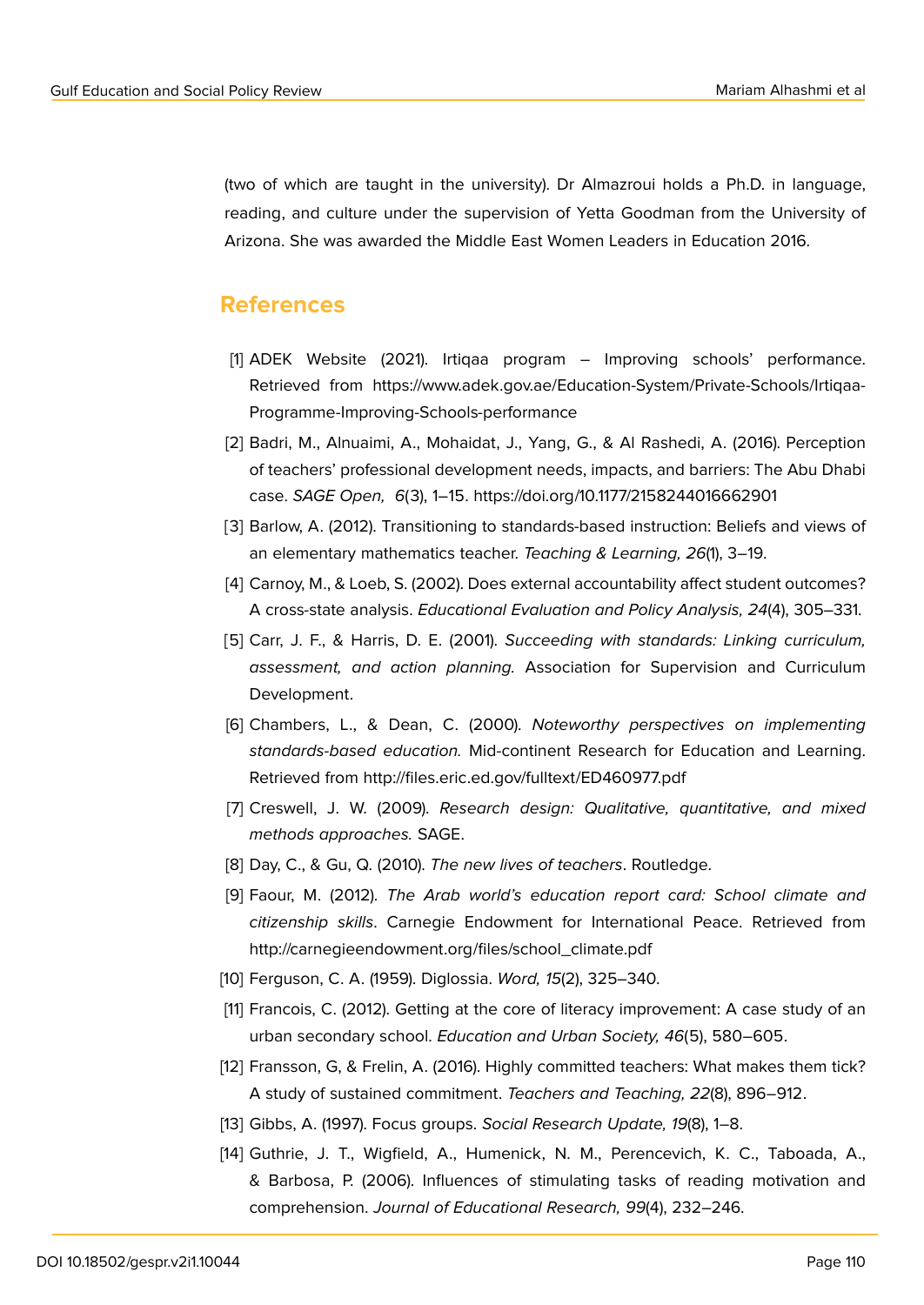(two of which are taught in the university). Dr Almazroui holds a Ph.D. in language, reading, and culture under the supervision of Yetta Goodman from the University of Arizona. She was awarded the Middle East Women Leaders in Education 2016.

## References

[1] ADEK Website (2021). Irtiqaa program – Improving schools' performance. Retrieved from https://www.adek.gov.ae/Education-System/Private-Schools/Irtiqaa-Programme-Improving-Schools-performance

[2] Badri, M., Alnuaimi, A., Mohaidat, J., Yang, G., & Al Rashedi, A. (2016). Perception of teachers' professional development needs, impacts, and barriers: The Abu Dhabi case. *SAGE Open, 6*(3), 1–15. https://doi.org/10.1177/2158244016662901

[3] Barlow, A. (2012). Transitioning to standards-based instruction: Beliefs and views of an elementary mathematics teacher. *Teaching & Learning, 26*(1), 3–19.

[4] Carnoy, M., & Loeb, S. (2002). Does external accountability affect student outcomes? A cross-state analysis. *Educational Evaluation and Policy Analysis, 24*(4), 305–331.

[5] Carr, J. F., & Harris, D. E. (2001). *Succeeding with standards: Linking curriculum, assessment, and action planning.* Association for Supervision and Curriculum Development.

[6] Chambers, L., & Dean, C. (2000). *Noteworthy perspectives on implementing standards-based education.* Mid-continent Research for Education and Learning. Retrieved from http://files.eric.ed.gov/fulltext/ED460977.pdf

[7] Creswell, J. W. (2009). *Research design: Qualitative, quantitative, and mixed methods approaches.* SAGE.

[8] Day, C., & Gu, Q. (2010). *The new lives of teachers*. Routledge.

[9] Faour, M. (2012). *The Arab world's education report card: School climate and citizenship skills*. Carnegie Endowment for International Peace. Retrieved from http://carnegieendowment.org/files/school_climate.pdf

[10] Ferguson, C. A. (1959). Diglossia. *Word, 15*(2), 325–340.

[11] Francois, C. (2012). Getting at the core of literacy improvement: A case study of an urban secondary school. *Education and Urban Society, 46*(5), 580–605.

[12] Fransson, G, & Frelin, A. (2016). Highly committed teachers: What makes them tick? A study of sustained commitment. *Teachers and Teaching, 22*(8), 896–912.

[13] Gibbs, A. (1997). Focus groups. *Social Research Update, 19*(8), 1–8.

[14] Guthrie, J. T., Wigfield, A., Humenick, N. M., Perencevich, K. C., Taboada, A., & Barbosa, P. (2006). Influences of stimulating tasks of reading motivation and comprehension. *Journal of Educational Research, 99*(4), 232–246.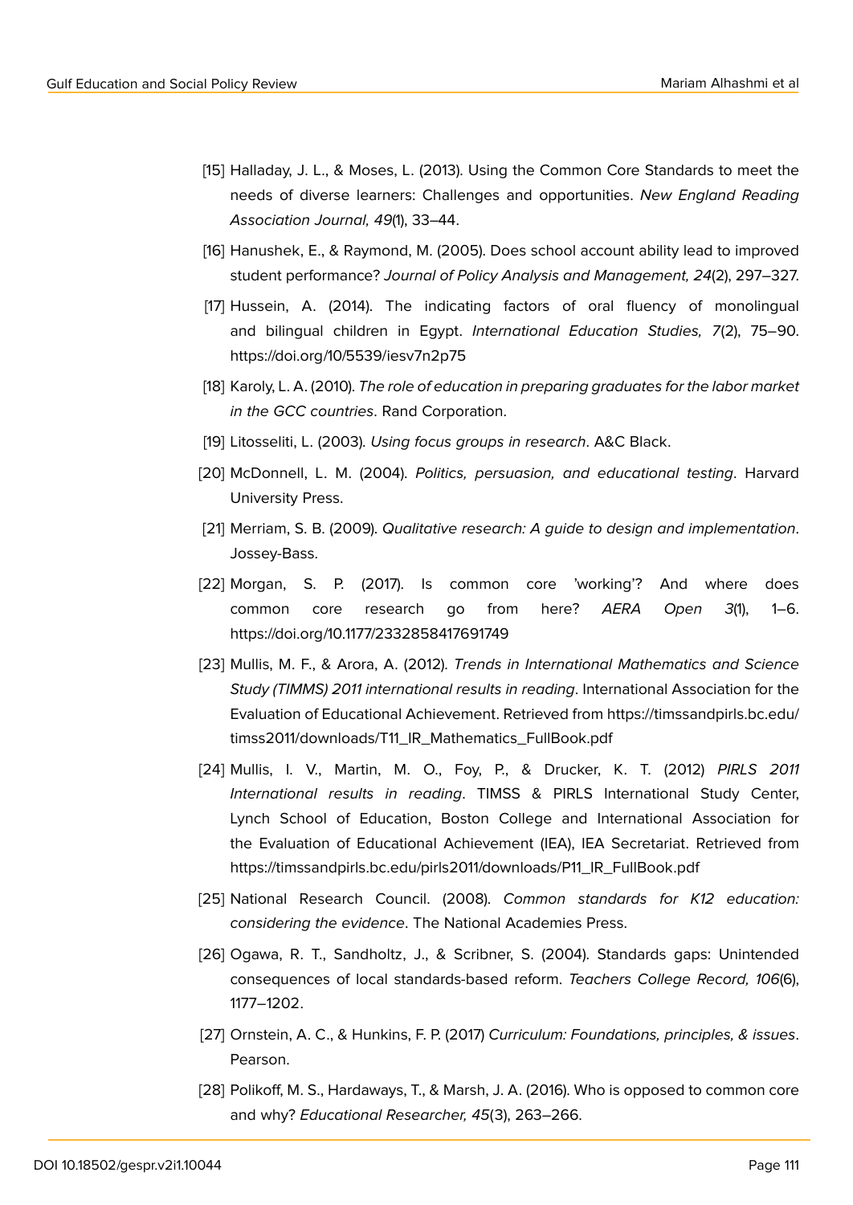[15] Halladay, J. L., & Moses, L. (2013). Using the Common Core Standards to meet the needs of diverse learners: Challenges and opportunities. *New England Reading Association Journal, 49*(1), 33–44.

[16] Hanushek, E., & Raymond, M. (2005). Does school account ability lead to improved student performance? *Journal of Policy Analysis and Management, 24*(2), 297–327.

[17] Hussein, A. (2014). The indicating factors of oral fluency of monolingual and bilingual children in Egypt. *International Education Studies, 7*(2), 75–90. https://doi.org/10/5539/iesv7n2p75

[18] Karoly, L. A. (2010). *The role of education in preparing graduates for the labor market in the GCC countries*. Rand Corporation.

[19] Litosseliti, L. (2003). *Using focus groups in research*. A&C Black.

[20] McDonnell, L. M. (2004). *Politics, persuasion, and educational testing*. Harvard University Press.

[21] Merriam, S. B. (2009). *Qualitative research: A guide to design and implementation*. Jossey-Bass.

[22] Morgan, S. P. (2017). Is common core 'working'? And where does common core research go from here? *AERA Open 3*(1), 1–6. https://doi.org/10.1177/2332858417691749

[23] Mullis, M. F., & Arora, A. (2012). *Trends in International Mathematics and Science Study (TIMMS) 2011 international results in reading*. International Association for the Evaluation of Educational Achievement. Retrieved from https://timssandpirls.bc.edu/timss2011/downloads/T11_IR_Mathematics_FullBook.pdf

[24] Mullis, I. V., Martin, M. O., Foy, P., & Drucker, K. T. (2012) *PIRLS 2011 International results in reading*. TIMSS & PIRLS International Study Center, Lynch School of Education, Boston College and International Association for the Evaluation of Educational Achievement (IEA), IEA Secretariat. Retrieved from https://timssandpirls.bc.edu/pirls2011/downloads/P11_IR_FullBook.pdf

[25] National Research Council. (2008). *Common standards for K12 education: considering the evidence*. The National Academies Press.

[26] Ogawa, R. T., Sandholtz, J., & Scribner, S. (2004). Standards gaps: Unintended consequences of local standards-based reform. *Teachers College Record, 106*(6), 1177–1202.

[27] Ornstein, A. C., & Hunkins, F. P. (2017) *Curriculum: Foundations, principles, & issues*. Pearson.

[28] Polikoff, M. S., Hardaways, T., & Marsh, J. A. (2016). Who is opposed to common core and why? *Educational Researcher, 45*(3), 263–266.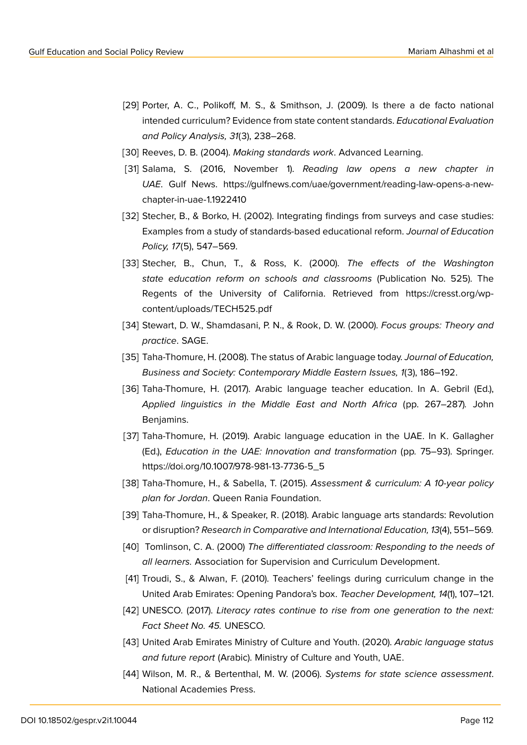[29] Porter, A. C., Polikoff, M. S., & Smithson, J. (2009). Is there a de facto national intended curriculum? Evidence from state content standards. *Educational Evaluation and Policy Analysis, 31*(3), 238–268.

[30] Reeves, D. B. (2004). *Making standards work*. Advanced Learning.

[31] Salama, S. (2016, November 1). *Reading law opens a new chapter in UAE*. Gulf News. https://gulfnews.com/uae/government/reading-law-opens-a-new-chapter-in-uae-1.1922410

[32] Stecher, B., & Borko, H. (2002). Integrating findings from surveys and case studies: Examples from a study of standards-based educational reform. *Journal of Education Policy, 17*(5), 547–569.

[33] Stecher, B., Chun, T., & Ross, K. (2000). *The effects of the Washington state education reform on schools and classrooms* (Publication No. 525). The Regents of the University of California. Retrieved from https://cresst.org/wp-content/uploads/TECH525.pdf

[34] Stewart, D. W., Shamdasani, P. N., & Rook, D. W. (2000). *Focus groups: Theory and practice*. SAGE.

[35] Taha-Thomure, H. (2008). The status of Arabic language today. *Journal of Education, Business and Society: Contemporary Middle Eastern Issues, 1*(3), 186–192.

[36] Taha-Thomure, H. (2017). Arabic language teacher education. In A. Gebril (Ed.), *Applied linguistics in the Middle East and North Africa* (pp. 267–287). John Benjamins.

[37] Taha-Thomure, H. (2019). Arabic language education in the UAE. In K. Gallagher (Ed.), *Education in the UAE: Innovation and transformation* (pp. 75–93). Springer. https://doi.org/10.1007/978-981-13-7736-5_5

[38] Taha-Thomure, H., & Sabella, T. (2015). *Assessment & curriculum: A 10-year policy plan for Jordan*. Queen Rania Foundation.

[39] Taha-Thomure, H., & Speaker, R. (2018). Arabic language arts standards: Revolution or disruption? *Research in Comparative and International Education, 13*(4), 551–569.

[40] Tomlinson, C. A. (2000) *The differentiated classroom: Responding to the needs of all learners.* Association for Supervision and Curriculum Development.

[41] Troudi, S., & Alwan, F. (2010). Teachers' feelings during curriculum change in the United Arab Emirates: Opening Pandora's box. *Teacher Development, 14*(1), 107–121.

[42] UNESCO. (2017). *Literacy rates continue to rise from one generation to the next: Fact Sheet No. 45.* UNESCO.

[43] United Arab Emirates Ministry of Culture and Youth. (2020). *Arabic language status and future report* (Arabic). Ministry of Culture and Youth, UAE.

[44] Wilson, M. R., & Bertenthal, M. W. (2006). *Systems for state science assessment*. National Academies Press.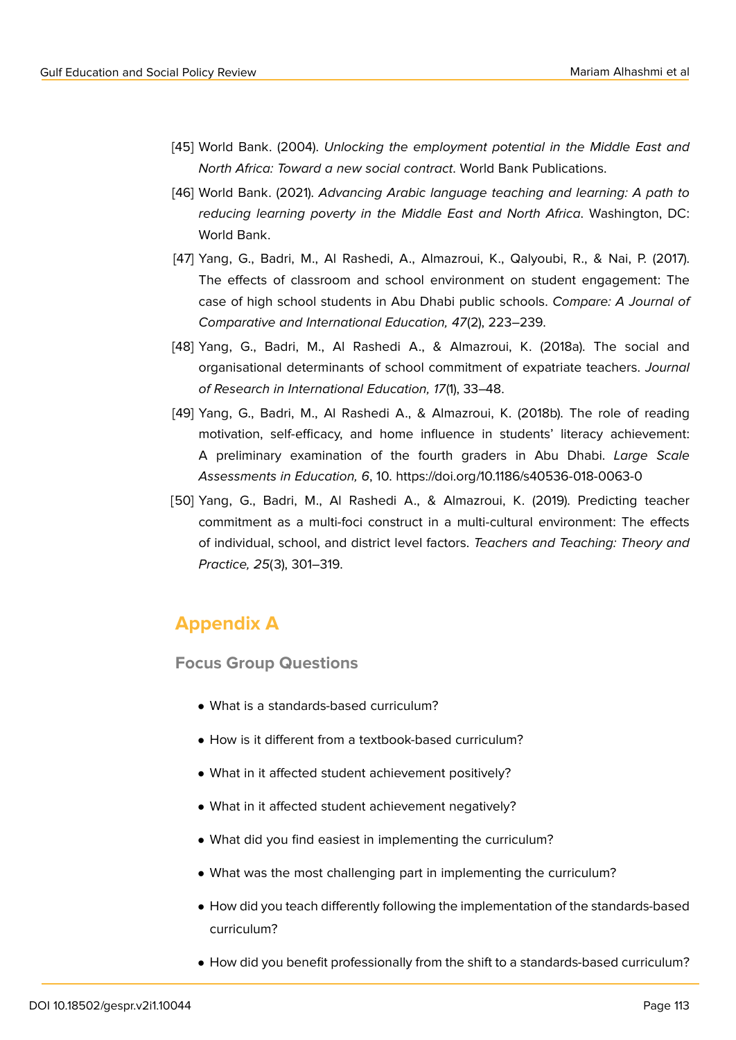[45] World Bank. (2004). *Unlocking the employment potential in the Middle East and North Africa: Toward a new social contract*. World Bank Publications.

[46] World Bank. (2021). *Advancing Arabic language teaching and learning: A path to reducing learning poverty in the Middle East and North Africa*. Washington, DC: World Bank.

[47] Yang, G., Badri, M., Al Rashedi, A., Almazroui, K., Qalyoubi, R., & Nai, P. (2017). The effects of classroom and school environment on student engagement: The case of high school students in Abu Dhabi public schools. *Compare: A Journal of Comparative and International Education, 47*(2), 223–239.

[48] Yang, G., Badri, M., Al Rashedi A., & Almazroui, K. (2018a). The social and organisational determinants of school commitment of expatriate teachers. *Journal of Research in International Education, 17*(1), 33–48.

[49] Yang, G., Badri, M., Al Rashedi A., & Almazroui, K. (2018b). The role of reading motivation, self-efficacy, and home influence in students' literacy achievement: A preliminary examination of the fourth graders in Abu Dhabi. *Large Scale Assessments in Education, 6*, 10. https://doi.org/10.1186/s40536-018-0063-0

[50] Yang, G., Badri, M., Al Rashedi A., & Almazroui, K. (2019). Predicting teacher commitment as a multi-foci construct in a multi-cultural environment: The effects of individual, school, and district level factors. *Teachers and Teaching: Theory and Practice, 25*(3), 301–319.

# Appendix A

## Focus Group Questions

- What is a standards-based curriculum?
- How is it different from a textbook-based curriculum?
- What in it affected student achievement positively?
- What in it affected student achievement negatively?
- What did you find easiest in implementing the curriculum?
- What was the most challenging part in implementing the curriculum?
- How did you teach differently following the implementation of the standards-based curriculum?
- How did you benefit professionally from the shift to a standards-based curriculum?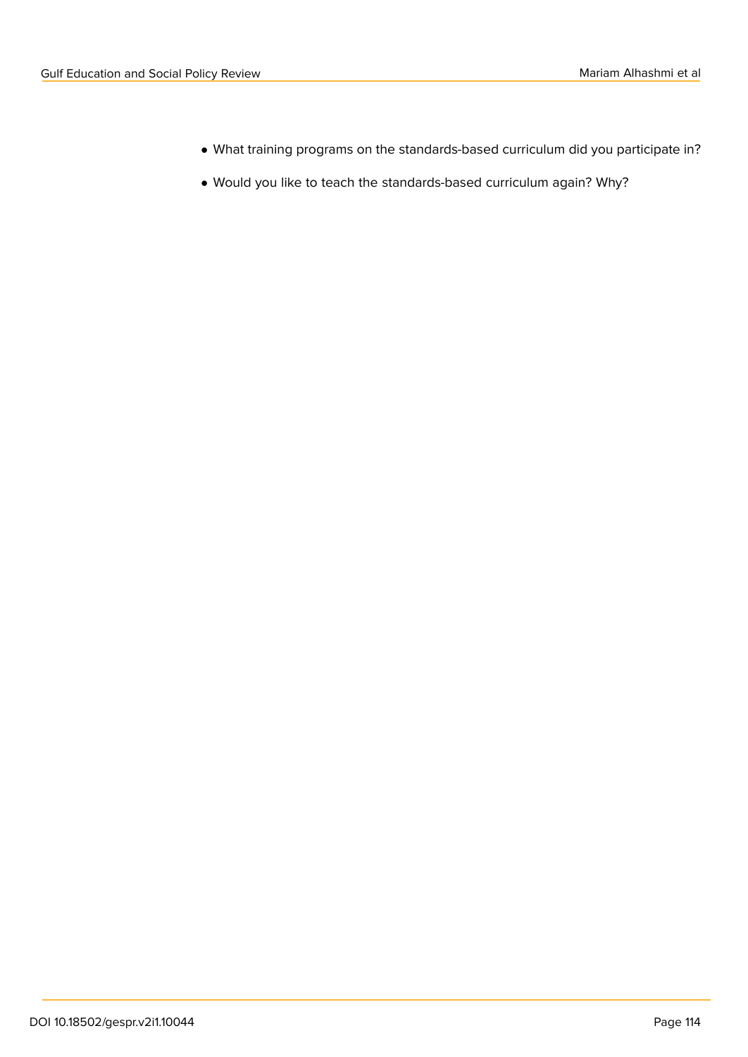- What training programs on the standards-based curriculum did you participate in?
- Would you like to teach the standards-based curriculum again? Why?